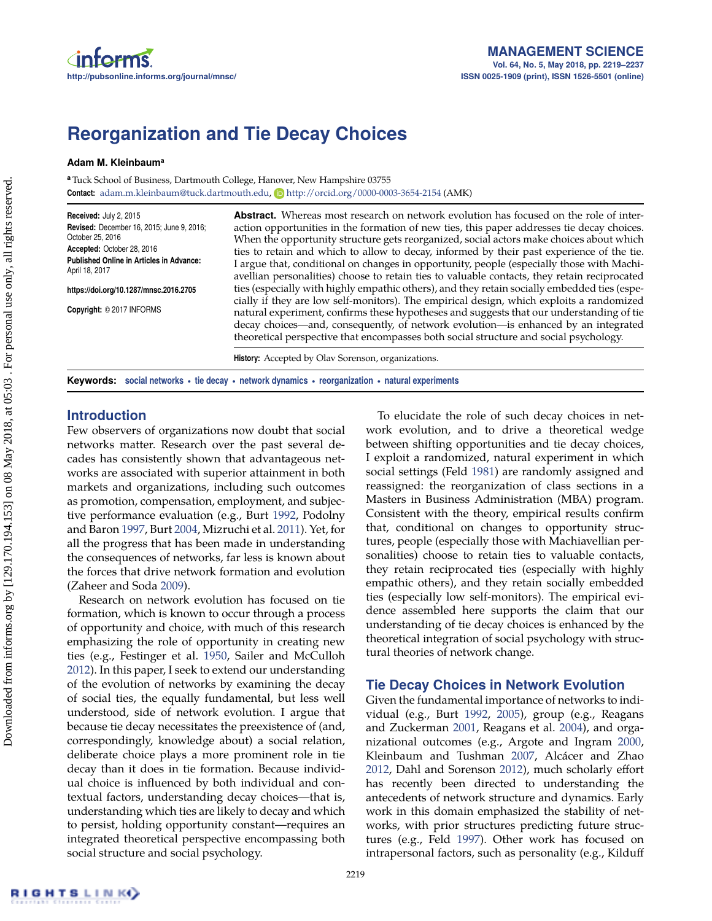# Reorganization and Tie Decay Choices

**Adam M. Kleinbaum**[a]

[a] Tuck School of Business, Dartmouth College, Hanover, New Hampshire 03755

**Contact:** adam.m.kleinbaum@tuck.dartmouth.edu, http://orcid.org/0000-0003-3654-2154 (AMK)

**Received:** July 2, 2015
**Revised:** December 16, 2015; June 9, 2016; October 25, 2016
**Accepted:** October 28, 2016
**Published Online in Articles in Advance:** April 18, 2017

https://doi.org/10.1287/mnsc.2016.2705

**Copyright:** © 2017 INFORMS

**Abstract.** Whereas most research on network evolution has focused on the role of interaction opportunities in the formation of new ties, this paper addresses tie decay choices. When the opportunity structure gets reorganized, social actors make choices about which ties to retain and which to allow to decay, informed by their past experience of the tie. I argue that, conditional on changes in opportunity, people (especially those with Machiavellian personalities) choose to retain ties to valuable contacts, they retain reciprocated ties (especially with highly empathic others), and they retain socially embedded ties (especially if they are low self-monitors). The empirical design, which exploits a randomized natural experiment, confirms these hypotheses and suggests that our understanding of tie decay choices—and, consequently, of network evolution—is enhanced by an integrated theoretical perspective that encompasses both social structure and social psychology.

**History:** Accepted by Olav Sorenson, organizations.

**Keywords:** social networks • tie decay • network dynamics • reorganization • natural experiments

## Introduction

Few observers of organizations now doubt that social networks matter. Research over the past several decades has consistently shown that advantageous networks are associated with superior attainment in both markets and organizations, including such outcomes as promotion, compensation, employment, and subjective performance evaluation (e.g., Burt 1992, Podolny and Baron 1997, Burt 2004, Mizruchi et al. 2011). Yet, for all the progress that has been made in understanding the consequences of networks, far less is known about the forces that drive network formation and evolution (Zaheer and Soda 2009).

Research on network evolution has focused on tie formation, which is known to occur through a process of opportunity and choice, with much of this research emphasizing the role of opportunity in creating new ties (e.g., Festinger et al. 1950, Sailer and McCulloh 2012). In this paper, I seek to extend our understanding of the evolution of networks by examining the decay of social ties, the equally fundamental, but less well understood, side of network evolution. I argue that because tie decay necessitates the preexistence of (and, correspondingly, knowledge about) a social relation, deliberate choice plays a more prominent role in tie decay than it does in tie formation. Because individual choice is influenced by both individual and contextual factors, understanding decay choices—that is, understanding which ties are likely to decay and which to persist, holding opportunity constant—requires an integrated theoretical perspective encompassing both social structure and social psychology.

To elucidate the role of such decay choices in network evolution, and to drive a theoretical wedge between shifting opportunities and tie decay choices, I exploit a randomized, natural experiment in which social settings (Feld 1981) are randomly assigned and reassigned: the reorganization of class sections in a Masters in Business Administration (MBA) program. Consistent with the theory, empirical results confirm that, conditional on changes to opportunity structures, people (especially those with Machiavellian personalities) choose to retain ties to valuable contacts, they retain reciprocated ties (especially with highly empathic others), and they retain socially embedded ties (especially low self-monitors). The empirical evidence assembled here supports the claim that our understanding of tie decay choices is enhanced by the theoretical integration of social psychology with structural theories of network change.

## Tie Decay Choices in Network Evolution

Given the fundamental importance of networks to individual (e.g., Burt 1992, 2005), group (e.g., Reagans and Zuckerman 2001, Reagans et al. 2004), and organizational outcomes (e.g., Argote and Ingram 2000, Kleinbaum and Tushman 2007, Alcácer and Zhao 2012, Dahl and Sorenson 2012), much scholarly effort has recently been directed to understanding the antecedents of network structure and dynamics. Early work in this domain emphasized the stability of networks, with prior structures predicting future structures (e.g., Feld 1997). Other work has focused on intrapersonal factors, such as personality (e.g., Kilduff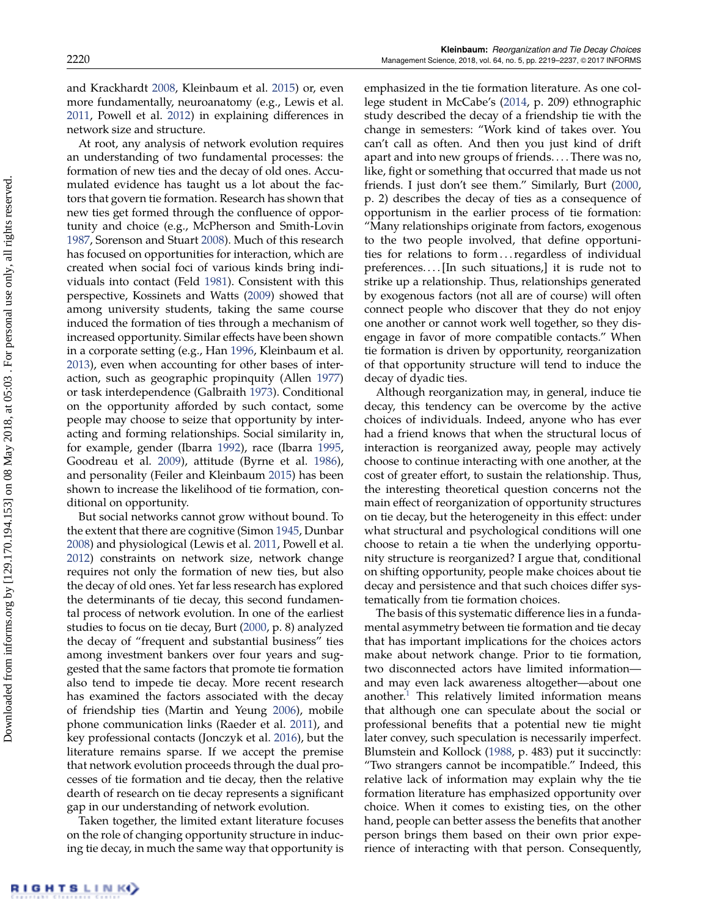and Krackhardt 2008, Kleinbaum et al. 2015) or, even more fundamentally, neuroanatomy (e.g., Lewis et al. 2011, Powell et al. 2012) in explaining differences in network size and structure.

At root, any analysis of network evolution requires an understanding of two fundamental processes: the formation of new ties and the decay of old ones. Accumulated evidence has taught us a lot about the factors that govern tie formation. Research has shown that new ties get formed through the confluence of opportunity and choice (e.g., McPherson and Smith-Lovin 1987, Sorenson and Stuart 2008). Much of this research has focused on opportunities for interaction, which are created when social foci of various kinds bring individuals into contact (Feld 1981). Consistent with this perspective, Kossinets and Watts (2009) showed that among university students, taking the same course induced the formation of ties through a mechanism of increased opportunity. Similar effects have been shown in a corporate setting (e.g., Han 1996, Kleinbaum et al. 2013), even when accounting for other bases of interaction, such as geographic propinquity (Allen 1977) or task interdependence (Galbraith 1973). Conditional on the opportunity afforded by such contact, some people may choose to seize that opportunity by interacting and forming relationships. Social similarity in, for example, gender (Ibarra 1992), race (Ibarra 1995, Goodreau et al. 2009), attitude (Byrne et al. 1986), and personality (Feiler and Kleinbaum 2015) has been shown to increase the likelihood of tie formation, conditional on opportunity.

But social networks cannot grow without bound. To the extent that there are cognitive (Simon 1945, Dunbar 2008) and physiological (Lewis et al. 2011, Powell et al. 2012) constraints on network size, network change requires not only the formation of new ties, but also the decay of old ones. Yet far less research has explored the determinants of tie decay, this second fundamental process of network evolution. In one of the earliest studies to focus on tie decay, Burt (2000, p. 8) analyzed the decay of "frequent and substantial business" ties among investment bankers over four years and suggested that the same factors that promote tie formation also tend to impede tie decay. More recent research has examined the factors associated with the decay of friendship ties (Martin and Yeung 2006), mobile phone communication links (Raeder et al. 2011), and key professional contacts (Jonczyk et al. 2016), but the literature remains sparse. If we accept the premise that network evolution proceeds through the dual processes of tie formation and tie decay, then the relative dearth of research on tie decay represents a significant gap in our understanding of network evolution.

Taken together, the limited extant literature focuses on the role of changing opportunity structure in inducing tie decay, in much the same way that opportunity is emphasized in the tie formation literature. As one college student in McCabe's (2014, p. 209) ethnographic study described the decay of a friendship tie with the change in semesters: "Work kind of takes over. You can't call as often. And then you just kind of drift apart and into new groups of friends.... There was no, like, fight or something that occurred that made us not friends. I just don't see them." Similarly, Burt (2000, p. 2) describes the decay of ties as a consequence of opportunism in the earlier process of tie formation: "Many relationships originate from factors, exogenous to the two people involved, that define opportunities for relations to form... regardless of individual preferences.... [In such situations,] it is rude not to strike up a relationship. Thus, relationships generated by exogenous factors (not all are of course) will often connect people who discover that they do not enjoy one another or cannot work well together, so they disengage in favor of more compatible contacts." When tie formation is driven by opportunity, reorganization of that opportunity structure will tend to induce the decay of dyadic ties.

Although reorganization may, in general, induce tie decay, this tendency can be overcome by the active choices of individuals. Indeed, anyone who has ever had a friend knows that when the structural locus of interaction is reorganized away, people may actively choose to continue interacting with one another, at the cost of greater effort, to sustain the relationship. Thus, the interesting theoretical question concerns not the main effect of reorganization of opportunity structures on tie decay, but the heterogeneity in this effect: under what structural and psychological conditions will one choose to retain a tie when the underlying opportunity structure is reorganized? I argue that, conditional on shifting opportunity, people make choices about tie decay and persistence and that such choices differ systematically from tie formation choices.

The basis of this systematic difference lies in a fundamental asymmetry between tie formation and tie decay that has important implications for the choices actors make about network change. Prior to tie formation, two disconnected actors have limited information—and may even lack awareness altogether—about one another.[1] This relatively limited information means that although one can speculate about the social or professional benefits that a potential new tie might later convey, such speculation is necessarily imperfect. Blumstein and Kollock (1988, p. 483) put it succinctly: "Two strangers cannot be incompatible." Indeed, this relative lack of information may explain why the tie formation literature has emphasized opportunity over choice. When it comes to existing ties, on the other hand, people can better assess the benefits that another person brings them based on their own prior experience of interacting with that person. Consequently,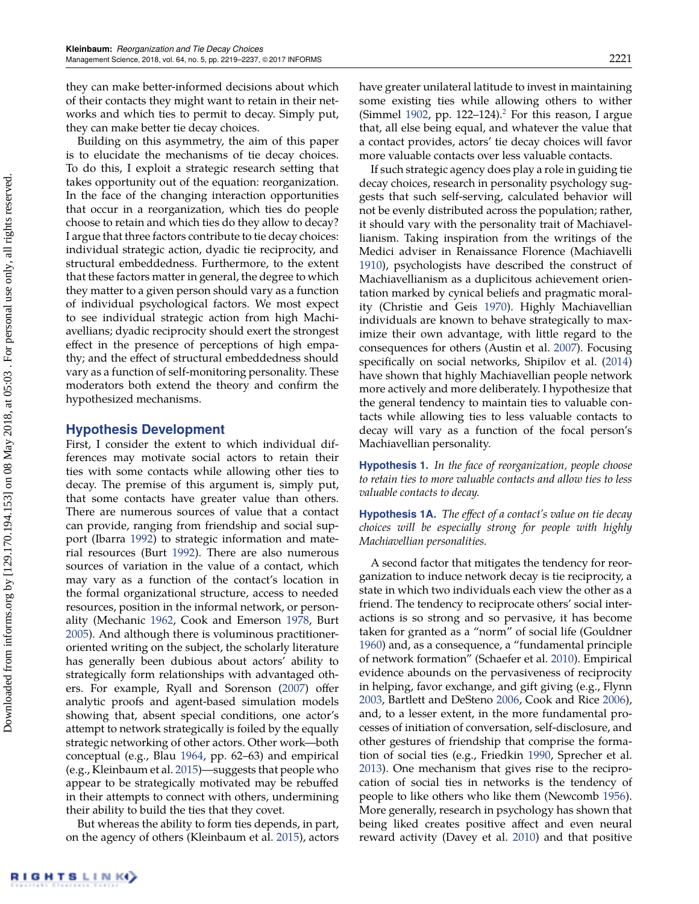they can make better-informed decisions about which of their contacts they might want to retain in their networks and which ties to permit to decay. Simply put, they can make better tie decay choices.

Building on this asymmetry, the aim of this paper is to elucidate the mechanisms of tie decay choices. To do this, I exploit a strategic research setting that takes opportunity out of the equation: reorganization. In the face of the changing interaction opportunities that occur in a reorganization, which ties do people choose to retain and which ties do they allow to decay? I argue that three factors contribute to tie decay choices: individual strategic action, dyadic tie reciprocity, and structural embeddedness. Furthermore, to the extent that these factors matter in general, the degree to which they matter to a given person should vary as a function of individual psychological factors. We most expect to see individual strategic action from high Machiavellians; dyadic reciprocity should exert the strongest effect in the presence of perceptions of high empathy; and the effect of structural embeddedness should vary as a function of self-monitoring personality. These moderators both extend the theory and confirm the hypothesized mechanisms.

## Hypothesis Development

First, I consider the extent to which individual differences may motivate social actors to retain their ties with some contacts while allowing other ties to decay. The premise of this argument is, simply put, that some contacts have greater value than others. There are numerous sources of value that a contact can provide, ranging from friendship and social support (Ibarra 1992) to strategic information and material resources (Burt 1992). There are also numerous sources of variation in the value of a contact, which may vary as a function of the contact's location in the formal organizational structure, access to needed resources, position in the informal network, or personality (Mechanic 1962, Cook and Emerson 1978, Burt 2005). And although there is voluminous practitioner-oriented writing on the subject, the scholarly literature has generally been dubious about actors' ability to strategically form relationships with advantaged others. For example, Ryall and Sorenson (2007) offer analytic proofs and agent-based simulation models showing that, absent special conditions, one actor's attempt to network strategically is foiled by the equally strategic networking of other actors. Other work—both conceptual (e.g., Blau 1964, pp. 62–63) and empirical (e.g., Kleinbaum et al. 2015)—suggests that people who appear to be strategically motivated may be rebuffed in their attempts to connect with others, undermining their ability to build the ties that they covet.

But whereas the ability to form ties depends, in part, on the agency of others (Kleinbaum et al. 2015), actors have greater unilateral latitude to invest in maintaining some existing ties while allowing others to wither (Simmel 1902, pp. 122–124).[2] For this reason, I argue that, all else being equal, and whatever the value that a contact provides, actors' tie decay choices will favor more valuable contacts over less valuable contacts.

If such strategic agency does play a role in guiding tie decay choices, research in personality psychology suggests that such self-serving, calculated behavior will not be evenly distributed across the population; rather, it should vary with the personality trait of Machiavellianism. Taking inspiration from the writings of the Medici adviser in Renaissance Florence (Machiavelli 1910), psychologists have described the construct of Machiavellianism as a duplicitous achievement orientation marked by cynical beliefs and pragmatic morality (Christie and Geis 1970). Highly Machiavellian individuals are known to behave strategically to maximize their own advantage, with little regard to the consequences for others (Austin et al. 2007). Focusing specifically on social networks, Shipilov et al. (2014) have shown that highly Machiavellian people network more actively and more deliberately. I hypothesize that the general tendency to maintain ties to valuable contacts while allowing ties to less valuable contacts to decay will vary as a function of the focal person's Machiavellian personality.

**Hypothesis 1.** *In the face of reorganization, people choose to retain ties to more valuable contacts and allow ties to less valuable contacts to decay.*

**Hypothesis 1A.** *The effect of a contact's value on tie decay choices will be especially strong for people with highly Machiavellian personalities.*

A second factor that mitigates the tendency for reorganization to induce network decay is tie reciprocity, a state in which two individuals each view the other as a friend. The tendency to reciprocate others' social interactions is so strong and so pervasive, it has become taken for granted as a "norm" of social life (Gouldner 1960) and, as a consequence, a "fundamental principle of network formation" (Schaefer et al. 2010). Empirical evidence abounds on the pervasiveness of reciprocity in helping, favor exchange, and gift giving (e.g., Flynn 2003, Bartlett and DeSteno 2006, Cook and Rice 2006), and, to a lesser extent, in the more fundamental processes of initiation of conversation, self-disclosure, and other gestures of friendship that comprise the formation of social ties (e.g., Friedkin 1990, Sprecher et al. 2013). One mechanism that gives rise to the reciprocation of social ties in networks is the tendency of people to like others who like them (Newcomb 1956). More generally, research in psychology has shown that being liked creates positive affect and even neural reward activity (Davey et al. 2010) and that positive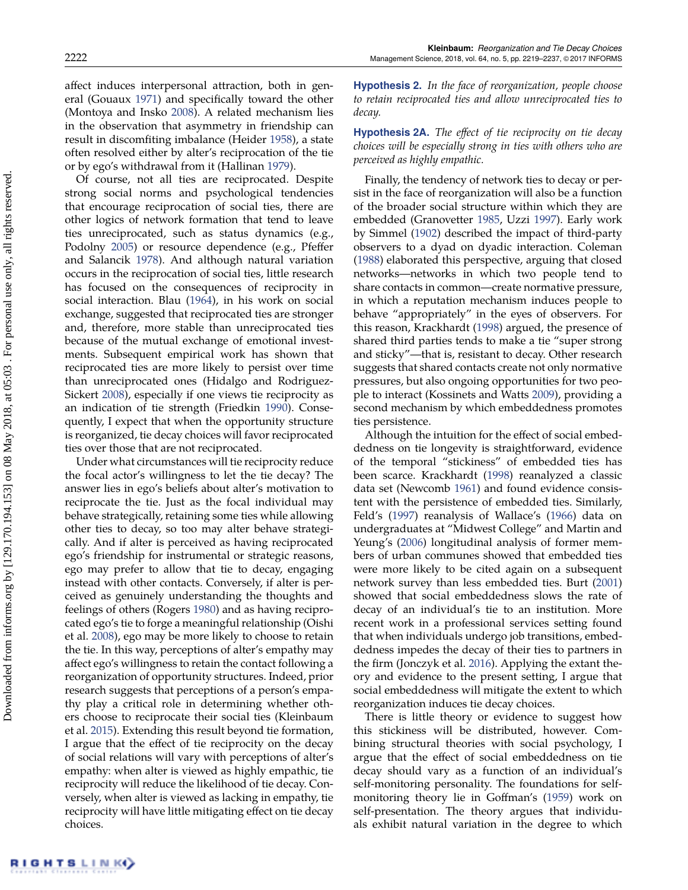affect induces interpersonal attraction, both in general (Gouaux 1971) and specifically toward the other (Montoya and Insko 2008). A related mechanism lies in the observation that asymmetry in friendship can result in discomfiting imbalance (Heider 1958), a state often resolved either by alter's reciprocation of the tie or by ego's withdrawal from it (Hallinan 1979).

Of course, not all ties are reciprocated. Despite strong social norms and psychological tendencies that encourage reciprocation of social ties, there are other logics of network formation that tend to leave ties unreciprocated, such as status dynamics (e.g., Podolny 2005) or resource dependence (e.g., Pfeffer and Salancik 1978). And although natural variation occurs in the reciprocation of social ties, little research has focused on the consequences of reciprocity in social interaction. Blau (1964), in his work on social exchange, suggested that reciprocated ties are stronger and, therefore, more stable than unreciprocated ties because of the mutual exchange of emotional investments. Subsequent empirical work has shown that reciprocated ties are more likely to persist over time than unreciprocated ones (Hidalgo and Rodriguez-Sickert 2008), especially if one views tie reciprocity as an indication of tie strength (Friedkin 1990). Consequently, I expect that when the opportunity structure is reorganized, tie decay choices will favor reciprocated ties over those that are not reciprocated.

Under what circumstances will tie reciprocity reduce the focal actor's willingness to let the tie decay? The answer lies in ego's beliefs about alter's motivation to reciprocate the tie. Just as the focal individual may behave strategically, retaining some ties while allowing other ties to decay, so too may alter behave strategically. And if alter is perceived as having reciprocated ego's friendship for instrumental or strategic reasons, ego may prefer to allow that tie to decay, engaging instead with other contacts. Conversely, if alter is perceived as genuinely understanding the thoughts and feelings of others (Rogers 1980) and as having reciprocated ego's tie to forge a meaningful relationship (Oishi et al. 2008), ego may be more likely to choose to retain the tie. In this way, perceptions of alter's empathy may affect ego's willingness to retain the contact following a reorganization of opportunity structures. Indeed, prior research suggests that perceptions of a person's empathy play a critical role in determining whether others choose to reciprocate their social ties (Kleinbaum et al. 2015). Extending this result beyond tie formation, I argue that the effect of tie reciprocity on the decay of social relations will vary with perceptions of alter's empathy: when alter is viewed as highly empathic, tie reciprocity will reduce the likelihood of tie decay. Conversely, when alter is viewed as lacking in empathy, tie reciprocity will have little mitigating effect on tie decay choices.

**Hypothesis 2.** *In the face of reorganization, people choose to retain reciprocated ties and allow unreciprocated ties to decay.*

**Hypothesis 2A.** *The effect of tie reciprocity on tie decay choices will be especially strong in ties with others who are perceived as highly empathic.*

Finally, the tendency of network ties to decay or persist in the face of reorganization will also be a function of the broader social structure within which they are embedded (Granovetter 1985, Uzzi 1997). Early work by Simmel (1902) described the impact of third-party observers to a dyad on dyadic interaction. Coleman (1988) elaborated this perspective, arguing that closed networks—networks in which two people tend to share contacts in common—create normative pressure, in which a reputation mechanism induces people to behave "appropriately" in the eyes of observers. For this reason, Krackhardt (1998) argued, the presence of shared third parties tends to make a tie "super strong and sticky"—that is, resistant to decay. Other research suggests that shared contacts create not only normative pressures, but also ongoing opportunities for two people to interact (Kossinets and Watts 2009), providing a second mechanism by which embeddedness promotes ties persistence.

Although the intuition for the effect of social embeddedness on tie longevity is straightforward, evidence of the temporal "stickiness" of embedded ties has been scarce. Krackhardt (1998) reanalyzed a classic data set (Newcomb 1961) and found evidence consistent with the persistence of embedded ties. Similarly, Feld's (1997) reanalysis of Wallace's (1966) data on undergraduates at "Midwest College" and Martin and Yeung's (2006) longitudinal analysis of former members of urban communes showed that embedded ties were more likely to be cited again on a subsequent network survey than less embedded ties. Burt (2001) showed that social embeddedness slows the rate of decay of an individual's tie to an institution. More recent work in a professional services setting found that when individuals undergo job transitions, embeddedness impedes the decay of their ties to partners in the firm (Jonczyk et al. 2016). Applying the extant theory and evidence to the present setting, I argue that social embeddedness will mitigate the extent to which reorganization induces tie decay choices.

There is little theory or evidence to suggest how this stickiness will be distributed, however. Combining structural theories with social psychology, I argue that the effect of social embeddedness on tie decay should vary as a function of an individual's self-monitoring personality. The foundations for self-monitoring theory lie in Goffman's (1959) work on self-presentation. The theory argues that individuals exhibit natural variation in the degree to which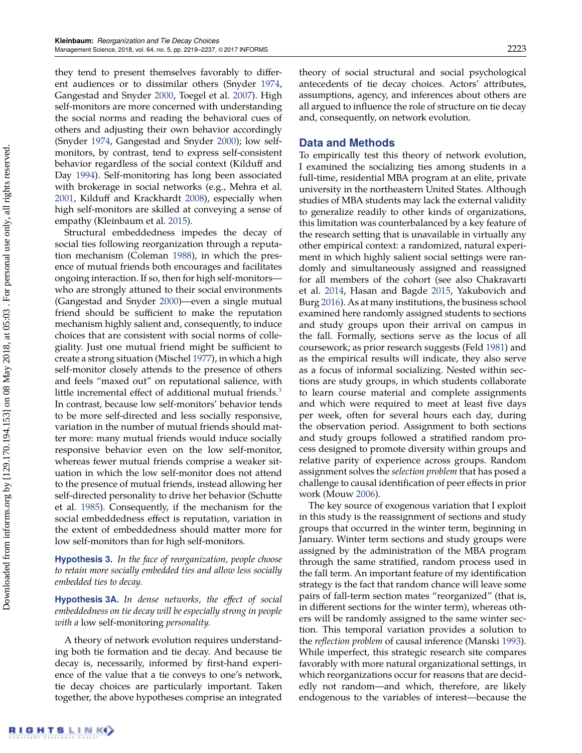they tend to present themselves favorably to different audiences or to dissimilar others (Snyder 1974, Gangestad and Snyder 2000, Toegel et al. 2007). High self-monitors are more concerned with understanding the social norms and reading the behavioral cues of others and adjusting their own behavior accordingly (Snyder 1974, Gangestad and Snyder 2000); low self-monitors, by contrast, tend to express self-consistent behavior regardless of the social context (Kilduff and Day 1994). Self-monitoring has long been associated with brokerage in social networks (e.g., Mehra et al. 2001, Kilduff and Krackhardt 2008), especially when high self-monitors are skilled at conveying a sense of empathy (Kleinbaum et al. 2015).

Structural embeddedness impedes the decay of social ties following reorganization through a reputation mechanism (Coleman 1988), in which the presence of mutual friends both encourages and facilitates ongoing interaction. If so, then for high self-monitors—who are strongly attuned to their social environments (Gangestad and Snyder 2000)—even a single mutual friend should be sufficient to make the reputation mechanism highly salient and, consequently, to induce choices that are consistent with social norms of collegiality. Just one mutual friend might be sufficient to create a strong situation (Mischel 1977), in which a high self-monitor closely attends to the presence of others and feels "maxed out" on reputational salience, with little incremental effect of additional mutual friends.[3] In contrast, because low self-monitors' behavior tends to be more self-directed and less socially responsive, variation in the number of mutual friends should matter more: many mutual friends would induce socially responsive behavior even on the low self-monitor, whereas fewer mutual friends comprise a weaker situation in which the low self-monitor does not attend to the presence of mutual friends, instead allowing her self-directed personality to drive her behavior (Schutte et al. 1985). Consequently, if the mechanism for the social embeddedness effect is reputation, variation in the extent of embeddedness should matter more for low self-monitors than for high self-monitors.

**Hypothesis 3.** *In the face of reorganization, people choose to retain more socially embedded ties and allow less socially embedded ties to decay.*

**Hypothesis 3A.** *In dense networks, the effect of social embeddedness on tie decay will be especially strong in people with a* low self-monitoring *personality.*

A theory of network evolution requires understanding both tie formation and tie decay. And because tie decay is, necessarily, informed by first-hand experience of the value that a tie conveys to one's network, tie decay choices are particularly important. Taken together, the above hypotheses comprise an integrated theory of social structural and social psychological antecedents of tie decay choices. Actors' attributes, assumptions, agency, and inferences about others are all argued to influence the role of structure on tie decay and, consequently, on network evolution.

## Data and Methods

To empirically test this theory of network evolution, I examined the socializing ties among students in a full-time, residential MBA program at an elite, private university in the northeastern United States. Although studies of MBA students may lack the external validity to generalize readily to other kinds of organizations, this limitation was counterbalanced by a key feature of the research setting that is unavailable in virtually any other empirical context: a randomized, natural experiment in which highly salient social settings were randomly and simultaneously assigned and reassigned for all members of the cohort (see also Chakravarti et al. 2014, Hasan and Bagde 2015, Yakubovich and Burg 2016). As at many institutions, the business school examined here randomly assigned students to sections and study groups upon their arrival on campus in the fall. Formally, sections serve as the locus of all coursework; as prior research suggests (Feld 1981) and as the empirical results will indicate, they also serve as a focus of informal socializing. Nested within sections are study groups, in which students collaborate to learn course material and complete assignments and which were required to meet at least five days per week, often for several hours each day, during the observation period. Assignment to both sections and study groups followed a stratified random process designed to promote diversity within groups and relative parity of experience across groups. Random assignment solves the *selection problem* that has posed a challenge to causal identification of peer effects in prior work (Mouw 2006).

The key source of exogenous variation that I exploit in this study is the reassignment of sections and study groups that occurred in the winter term, beginning in January. Winter term sections and study groups were assigned by the administration of the MBA program through the same stratified, random process used in the fall term. An important feature of my identification strategy is the fact that random chance will leave some pairs of fall-term section mates "reorganized" (that is, in different sections for the winter term), whereas others will be randomly assigned to the same winter section. This temporal variation provides a solution to the *reflection problem* of causal inference (Manski 1993). While imperfect, this strategic research site compares favorably with more natural organizational settings, in which reorganizations occur for reasons that are decidedly not random—and which, therefore, are likely endogenous to the variables of interest—because the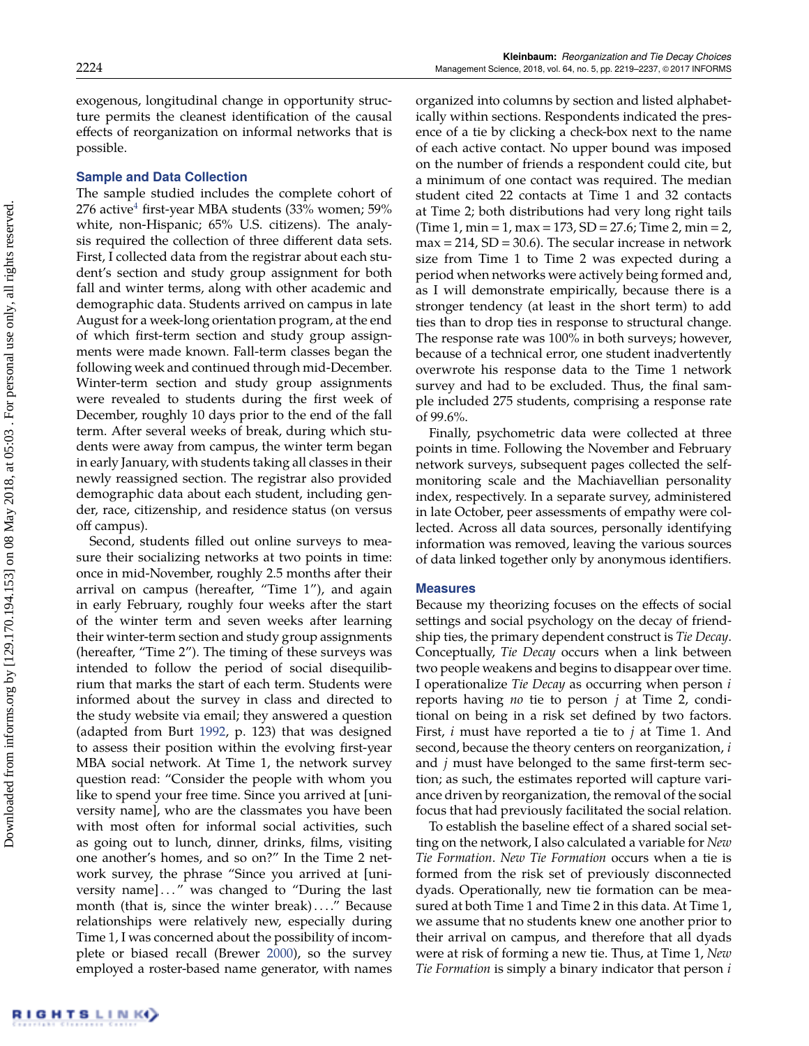exogenous, longitudinal change in opportunity structure permits the cleanest identification of the causal effects of reorganization on informal networks that is possible.

### Sample and Data Collection

The sample studied includes the complete cohort of 276 active[4] first-year MBA students (33% women; 59% white, non-Hispanic; 65% U.S. citizens). The analysis required the collection of three different data sets. First, I collected data from the registrar about each student's section and study group assignment for both fall and winter terms, along with other academic and demographic data. Students arrived on campus in late August for a week-long orientation program, at the end of which first-term section and study group assignments were made known. Fall-term classes began the following week and continued through mid-December. Winter-term section and study group assignments were revealed to students during the first week of December, roughly 10 days prior to the end of the fall term. After several weeks of break, during which students were away from campus, the winter term began in early January, with students taking all classes in their newly reassigned section. The registrar also provided demographic data about each student, including gender, race, citizenship, and residence status (on versus off campus).

Second, students filled out online surveys to measure their socializing networks at two points in time: once in mid-November, roughly 2.5 months after their arrival on campus (hereafter, "Time 1"), and again in early February, roughly four weeks after the start of the winter term and seven weeks after learning their winter-term section and study group assignments (hereafter, "Time 2"). The timing of these surveys was intended to follow the period of social disequilibrium that marks the start of each term. Students were informed about the survey in class and directed to the study website via email; they answered a question (adapted from Burt 1992, p. 123) that was designed to assess their position within the evolving first-year MBA social network. At Time 1, the network survey question read: "Consider the people with whom you like to spend your free time. Since you arrived at [university name], who are the classmates you have been with most often for informal social activities, such as going out to lunch, dinner, drinks, films, visiting one another's homes, and so on?" In the Time 2 network survey, the phrase "Since you arrived at [university name]..." was changed to "During the last month (that is, since the winter break)...." Because relationships were relatively new, especially during Time 1, I was concerned about the possibility of incomplete or biased recall (Brewer 2000), so the survey employed a roster-based name generator, with names organized into columns by section and listed alphabetically within sections. Respondents indicated the presence of a tie by clicking a check-box next to the name of each active contact. No upper bound was imposed on the number of friends a respondent could cite, but a minimum of one contact was required. The median student cited 22 contacts at Time 1 and 32 contacts at Time 2; both distributions had very long right tails (Time 1, min = 1, max = 173, SD = 27.6; Time 2, min = 2, max = 214, SD = 30.6). The secular increase in network size from Time 1 to Time 2 was expected during a period when networks were actively being formed and, as I will demonstrate empirically, because there is a stronger tendency (at least in the short term) to add ties than to drop ties in response to structural change. The response rate was 100% in both surveys; however, because of a technical error, one student inadvertently overwrote his response data to the Time 1 network survey and had to be excluded. Thus, the final sample included 275 students, comprising a response rate of 99.6%.

Finally, psychometric data were collected at three points in time. Following the November and February network surveys, subsequent pages collected the self-monitoring scale and the Machiavellian personality index, respectively. In a separate survey, administered in late October, peer assessments of empathy were collected. Across all data sources, personally identifying information was removed, leaving the various sources of data linked together only by anonymous identifiers.

### Measures

Because my theorizing focuses on the effects of social settings and social psychology on the decay of friendship ties, the primary dependent construct is *Tie Decay*. Conceptually, *Tie Decay* occurs when a link between two people weakens and begins to disappear over time. I operationalize *Tie Decay* as occurring when person $i$ reports having *no* tie to person $j$ at Time 2, conditional on being in a risk set defined by two factors. First, $i$ must have reported a tie to $j$ at Time 1. And second, because the theory centers on reorganization, $i$ and $j$ must have belonged to the same first-term section; as such, the estimates reported will capture variance driven by reorganization, the removal of the social focus that had previously facilitated the social relation.

To establish the baseline effect of a shared social setting on the network, I also calculated a variable for *New Tie Formation*. *New Tie Formation* occurs when a tie is formed from the risk set of previously disconnected dyads. Operationally, new tie formation can be measured at both Time 1 and Time 2 in this data. At Time 1, we assume that no students knew one another prior to their arrival on campus, and therefore that all dyads were at risk of forming a new tie. Thus, at Time 1, *New Tie Formation* is simply a binary indicator that person $i$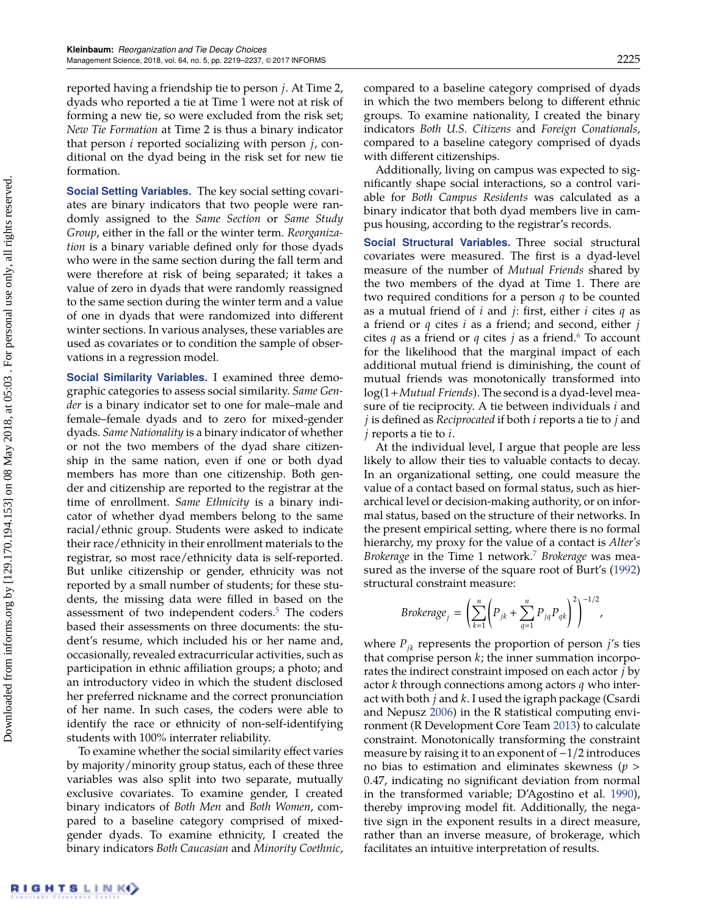reported having a friendship tie to person $j$. At Time 2, dyads who reported a tie at Time 1 were not at risk of forming a new tie, so were excluded from the risk set; *New Tie Formation* at Time 2 is thus a binary indicator that person $i$ reported socializing with person $j$, conditional on the dyad being in the risk set for new tie formation.

**Social Setting Variables.** The key social setting covariates are binary indicators that two people were randomly assigned to the *Same Section* or *Same Study Group*, either in the fall or the winter term. *Reorganization* is a binary variable defined only for those dyads who were in the same section during the fall term and were therefore at risk of being separated; it takes a value of zero in dyads that were randomly reassigned to the same section during the winter term and a value of one in dyads that were randomized into different winter sections. In various analyses, these variables are used as covariates or to condition the sample of observations in a regression model.

**Social Similarity Variables.** I examined three demographic categories to assess social similarity. *Same Gender* is a binary indicator set to one for male–male and female–female dyads and to zero for mixed-gender dyads. *Same Nationality* is a binary indicator of whether or not the two members of the dyad share citizenship in the same nation, even if one or both dyad members has more than one citizenship. Both gender and citizenship are reported to the registrar at the time of enrollment. *Same Ethnicity* is a binary indicator of whether dyad members belong to the same racial/ethnic group. Students were asked to indicate their race/ethnicity in their enrollment materials to the registrar, so most race/ethnicity data is self-reported. But unlike citizenship or gender, ethnicity was not reported by a small number of students; for these students, the missing data were filled in based on the assessment of two independent coders.[5] The coders based their assessments on three documents: the student's resume, which included his or her name and, occasionally, revealed extracurricular activities, such as participation in ethnic affiliation groups; a photo; and an introductory video in which the student disclosed her preferred nickname and the correct pronunciation of her name. In such cases, the coders were able to identify the race or ethnicity of non-self-identifying students with 100% interrater reliability.

To examine whether the social similarity effect varies by majority/minority group status, each of these three variables was also split into two separate, mutually exclusive covariates. To examine gender, I created binary indicators of *Both Men* and *Both Women*, compared to a baseline category comprised of mixed-gender dyads. To examine ethnicity, I created the binary indicators *Both Caucasian* and *Minority Coethnic*, compared to a baseline category comprised of dyads in which the two members belong to different ethnic groups. To examine nationality, I created the binary indicators *Both U.S. Citizens* and *Foreign Conationals*, compared to a baseline category comprised of dyads with different citizenships.

Additionally, living on campus was expected to significantly shape social interactions, so a control variable for *Both Campus Residents* was calculated as a binary indicator that both dyad members live in campus housing, according to the registrar's records.

**Social Structural Variables.** Three social structural covariates were measured. The first is a dyad-level measure of the number of *Mutual Friends* shared by the two members of the dyad at Time 1. There are two required conditions for a person $q$ to be counted as a mutual friend of $i$ and $j$: first, either $i$ cites $q$ as a friend or $q$ cites $i$ as a friend; and second, either $j$ cites $q$ as a friend or $q$ cites $j$ as a friend.[6] To account for the likelihood that the marginal impact of each additional mutual friend is diminishing, the count of mutual friends was monotonically transformed into log(1+*Mutual Friends*). The second is a dyad-level measure of tie reciprocity. A tie between individuals $i$ and $j$ is defined as *Reciprocated* if both $i$ reports a tie to $j$ and $j$ reports a tie to $i$.

At the individual level, I argue that people are less likely to allow their ties to valuable contacts to decay. In an organizational setting, one could measure the value of a contact based on formal status, such as hierarchical level or decision-making authority, or on informal status, based on the structure of their networks. In the present empirical setting, where there is no formal hierarchy, my proxy for the value of a contact is *Alter's Brokerage* in the Time 1 network.[7] *Brokerage* was measured as the inverse of the square root of Burt's (1992) structural constraint measure:

$$Brokerage_j = \left( \sum_{k=1}^{n} \left( P_{jk} + \sum_{q=1}^{n} P_{jq} P_{qk} \right)^2 \right)^{-1/2},$$

where $P_{jk}$ represents the proportion of person $j$'s ties that comprise person $k$; the inner summation incorporates the indirect constraint imposed on each actor $j$ by actor $k$ through connections among actors $q$ who interact with both $j$ and $k$. I used the igraph package (Csardi and Nepusz 2006) in the R statistical computing environment (R Development Core Team 2013) to calculate constraint. Monotonically transforming the constraint measure by raising it to an exponent of $-1/2$ introduces no bias to estimation and eliminates skewness ($p > 0.47$, indicating no significant deviation from normal in the transformed variable; D'Agostino et al. 1990), thereby improving model fit. Additionally, the negative sign in the exponent results in a direct measure, rather than an inverse measure, of brokerage, which facilitates an intuitive interpretation of results.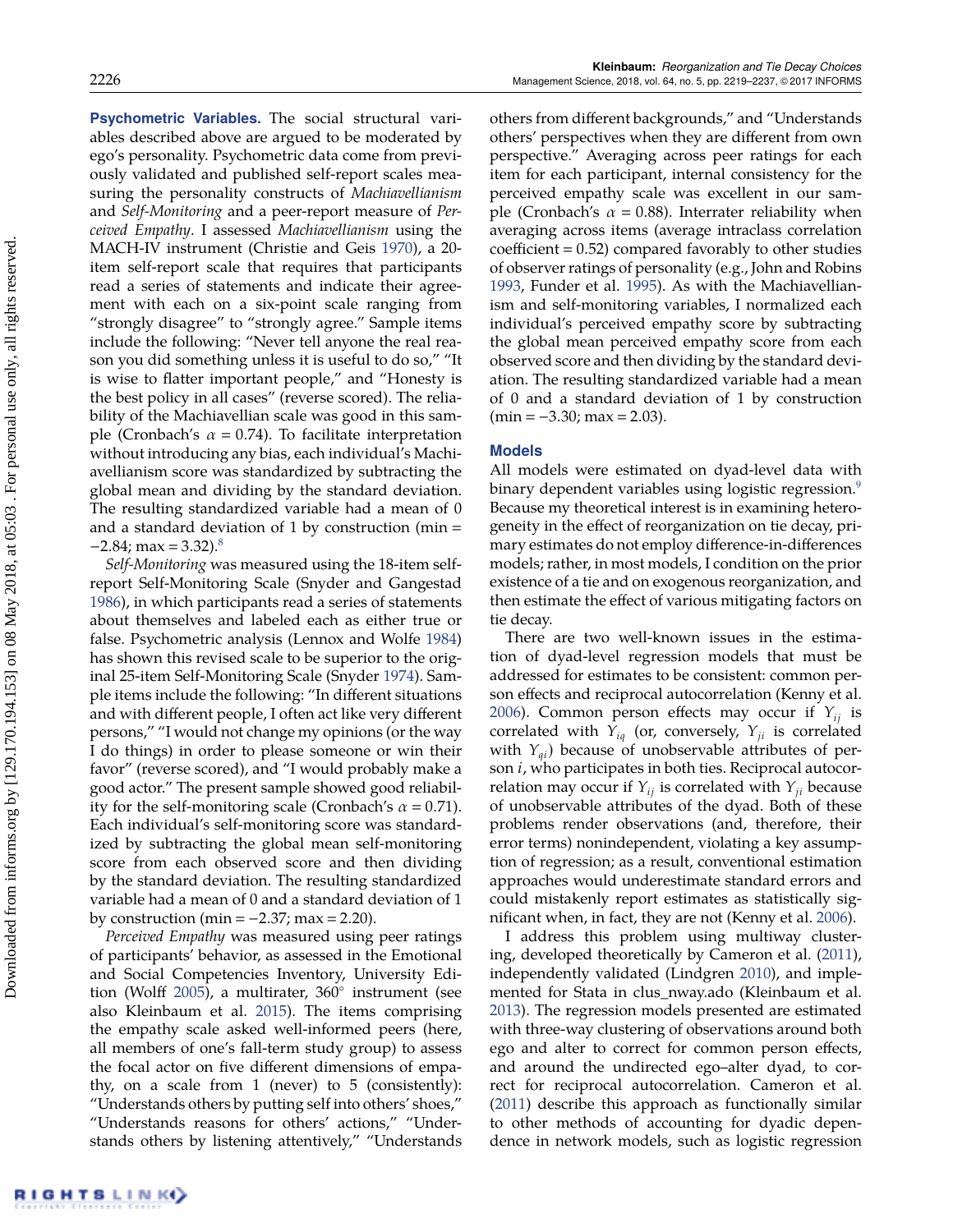**Psychometric Variables.** The social structural variables described above are argued to be moderated by ego's personality. Psychometric data come from previously validated and published self-report scales measuring the personality constructs of *Machiavellianism* and *Self-Monitoring* and a peer-report measure of *Perceived Empathy*. I assessed *Machiavellianism* using the MACH-IV instrument (Christie and Geis 1970), a 20-item self-report scale that requires that participants read a series of statements and indicate their agreement with each on a six-point scale ranging from "strongly disagree" to "strongly agree." Sample items include the following: "Never tell anyone the real reason you did something unless it is useful to do so," "It is wise to flatter important people," and "Honesty is the best policy in all cases" (reverse scored). The reliability of the Machiavellian scale was good in this sample (Cronbach's $\alpha = 0.74$). To facilitate interpretation without introducing any bias, each individual's Machiavellianism score was standardized by subtracting the global mean and dividing by the standard deviation. The resulting standardized variable had a mean of 0 and a standard deviation of 1 by construction (min = −2.84; max = 3.32).[8]

*Self-Monitoring* was measured using the 18-item self-report Self-Monitoring Scale (Snyder and Gangestad 1986), in which participants read a series of statements about themselves and labeled each as either true or false. Psychometric analysis (Lennox and Wolfe 1984) has shown this revised scale to be superior to the original 25-item Self-Monitoring Scale (Snyder 1974). Sample items include the following: "In different situations and with different people, I often act like very different persons," "I would not change my opinions (or the way I do things) in order to please someone or win their favor" (reverse scored), and "I would probably make a good actor." The present sample showed good reliability for the self-monitoring scale (Cronbach's $\alpha = 0.71$). Each individual's self-monitoring score was standardized by subtracting the global mean self-monitoring score from each observed score and then dividing by the standard deviation. The resulting standardized variable had a mean of 0 and a standard deviation of 1 by construction (min = −2.37; max = 2.20).

*Perceived Empathy* was measured using peer ratings of participants' behavior, as assessed in the Emotional and Social Competencies Inventory, University Edition (Wolff 2005), a multirater, 360° instrument (see also Kleinbaum et al. 2015). The items comprising the empathy scale asked well-informed peers (here, all members of one's fall-term study group) to assess the focal actor on five different dimensions of empathy, on a scale from 1 (never) to 5 (consistently): "Understands others by putting self into others' shoes," "Understands reasons for others' actions," "Understands others by listening attentively," "Understands others from different backgrounds," and "Understands others' perspectives when they are different from own perspective." Averaging across peer ratings for each item for each participant, internal consistency for the perceived empathy scale was excellent in our sample (Cronbach's $\alpha = 0.88$). Interrater reliability when averaging across items (average intraclass correlation coefficient = 0.52) compared favorably to other studies of observer ratings of personality (e.g., John and Robins 1993, Funder et al. 1995). As with the Machiavellianism and self-monitoring variables, I normalized each individual's perceived empathy score by subtracting the global mean perceived empathy score from each observed score and then dividing by the standard deviation. The resulting standardized variable had a mean of 0 and a standard deviation of 1 by construction (min = −3.30; max = 2.03).

## Models

All models were estimated on dyad-level data with binary dependent variables using logistic regression.[9] Because my theoretical interest is in examining heterogeneity in the effect of reorganization on tie decay, primary estimates do not employ difference-in-differences models; rather, in most models, I condition on the prior existence of a tie and on exogenous reorganization, and then estimate the effect of various mitigating factors on tie decay.

There are two well-known issues in the estimation of dyad-level regression models that must be addressed for estimates to be consistent: common person effects and reciprocal autocorrelation (Kenny et al. 2006). Common person effects may occur if $Y_{ij}$ is correlated with $Y_{iq}$ (or, conversely, $Y_{ji}$ is correlated with $Y_{qi}$) because of unobservable attributes of person $i$, who participates in both ties. Reciprocal autocorrelation may occur if $Y_{ij}$ is correlated with $Y_{ji}$ because of unobservable attributes of the dyad. Both of these problems render observations (and, therefore, their error terms) nonindependent, violating a key assumption of regression; as a result, conventional estimation approaches would underestimate standard errors and could mistakenly report estimates as statistically significant when, in fact, they are not (Kenny et al. 2006).

I address this problem using multiway clustering, developed theoretically by Cameron et al. (2011), independently validated (Lindgren 2010), and implemented for Stata in clus_nway.ado (Kleinbaum et al. 2013). The regression models presented are estimated with three-way clustering of observations around both ego and alter to correct for common person effects, and around the undirected ego–alter dyad, to correct for reciprocal autocorrelation. Cameron et al. (2011) describe this approach as functionally similar to other methods of accounting for dyadic dependence in network models, such as logistic regression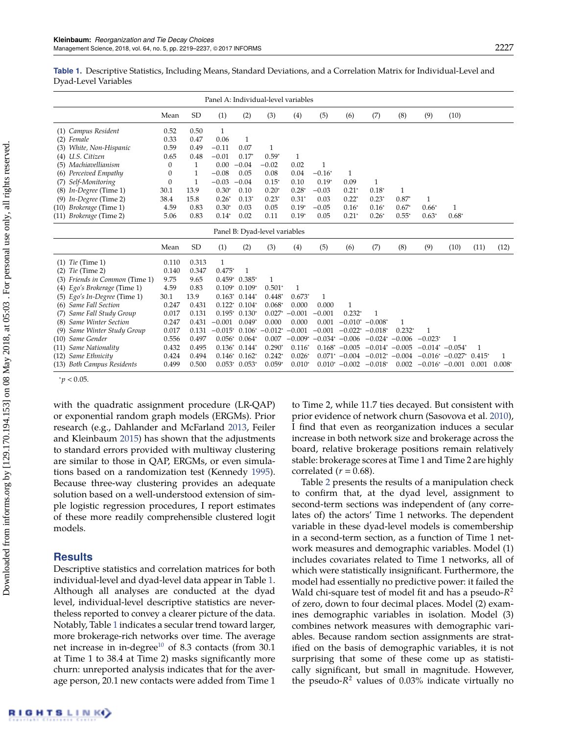**Table 1.** Descriptive Statistics, Including Means, Standard Deviations, and a Correlation Matrix for Individual-Level and Dyad-Level Variables

Panel A: Individual-level variables

| | Mean | SD | (1) | (2) | (3) | (4) | (5) | (6) | (7) | (8) | (9) | (10) |
|---|---|---|---|---|---|---|---|---|---|---|---|---|
| (1) *Campus Resident* | 0.52 | 0.50 | 1 | | | | | | | | | |
| (2) *Female* | 0.33 | 0.47 | 0.06 | 1 | | | | | | | | |
| (3) *White, Non-Hispanic* | 0.59 | 0.49 | −0.11 | 0.07 | 1 | | | | | | | |
| (4) *U.S. Citizen* | 0.65 | 0.48 | −0.01 | 0.17* | 0.59* | 1 | | | | | | |
| (5) *Machiavellianism* | 0 | 1 | 0.00 | −0.04 | −0.02 | 0.02 | 1 | | | | | |
| (6) *Perceived Empathy* | 0 | 1 | −0.08 | 0.05 | 0.08 | 0.04 | −0.16* | 1 | | | | |
| (7) *Self-Monitoring* | 0 | 1 | −0.03 | −0.04 | 0.15* | 0.10 | 0.19* | 0.09 | 1 | | | |
| (8) *In-Degree* (Time 1) | 30.1 | 13.9 | 0.30* | 0.10 | 0.20* | 0.28* | −0.03 | 0.21* | 0.18* | 1 | | |
| (9) *In-Degree* (Time 2) | 38.4 | 15.8 | 0.26* | 0.13* | 0.23* | 0.31* | 0.03 | 0.22* | 0.23* | 0.87* | 1 | |
| (10) *Brokerage* (Time 1) | 4.59 | 0.83 | 0.30* | 0.03 | 0.05 | 0.19* | −0.05 | 0.16* | 0.16* | 0.67* | 0.66* | 1 |
| (11) *Brokerage* (Time 2) | 5.06 | 0.83 | 0.14* | 0.02 | 0.11 | 0.19* | 0.05 | 0.21* | 0.26* | 0.55* | 0.63* | 0.68* |

Panel B: Dyad-level variables

| | Mean | SD | (1) | (2) | (3) | (4) | (5) | (6) | (7) | (8) | (9) | (10) | (11) | (12) |
|---|---|---|---|---|---|---|---|---|---|---|---|---|---|---|
| (1) *Tie* (Time 1) | 0.110 | 0.313 | 1 | | | | | | | | | | | |
| (2) *Tie* (Time 2) | 0.140 | 0.347 | 0.475* | 1 | | | | | | | | | | |
| (3) *Friends in Common* (Time 1) | 9.75 | 9.65 | 0.459* | 0.385* | 1 | | | | | | | | | |
| (4) *Ego's Brokerage* (Time 1) | 4.59 | 0.83 | 0.109* | 0.109* | 0.501* | 1 | | | | | | | | |
| (5) *Ego's In-Degree* (Time 1) | 30.1 | 13.9 | 0.163* | 0.144* | 0.448* | 0.673* | 1 | | | | | | | |
| (6) *Same Fall Section* | 0.247 | 0.431 | 0.122* | 0.104* | 0.068* | 0.000 | 0.000 | 1 | | | | | | |
| (7) *Same Fall Study Group* | 0.017 | 0.131 | 0.195* | 0.130* | 0.027* | −0.001 | −0.001 | 0.232* | 1 | | | | | |
| (8) *Same Winter Section* | 0.247 | 0.431 | −0.001 | 0.049* | 0.000 | 0.000 | 0.001 | −0.010* | −0.008* | 1 | | | | |
| (9) *Same Winter Study Group* | 0.017 | 0.131 | −0.015* | 0.106* | −0.012* | −0.001 | −0.001 | −0.022* | −0.018* | 0.232* | 1 | | | |
| (10) *Same Gender* | 0.556 | 0.497 | 0.056* | 0.064* | 0.007 | −0.009* | −0.034* | −0.006 | −0.024* | −0.006 | −0.023* | 1 | | |
| (11) *Same Nationality* | 0.432 | 0.495 | 0.136* | 0.144* | 0.290* | 0.116* | 0.168* | −0.005 | −0.014* | −0.005 | −0.014* | −0.054* | 1 | |
| (12) *Same Ethnicity* | 0.424 | 0.494 | 0.146* | 0.162* | 0.242* | 0.026* | 0.071* | −0.004 | −0.012* | −0.004 | −0.016* | −0.027* | 0.415* | 1 |
| (13) *Both Campus Residents* | 0.499 | 0.500 | 0.053* | 0.053* | 0.059* | 0.010* | 0.010* | −0.002 | −0.018* | 0.002 | −0.016* | −0.001 | 0.001 | 0.008* |

*$p < 0.05$.

with the quadratic assignment procedure (LR-QAP) or exponential random graph models (ERGMs). Prior research (e.g., Dahlander and McFarland 2013, Feiler and Kleinbaum 2015) has shown that the adjustments to standard errors provided with multiway clustering are similar to those in QAP, ERGMs, or even simulations based on a randomization test (Kennedy 1995). Because three-way clustering provides an adequate solution based on a well-understood extension of simple logistic regression procedures, I report estimates of these more readily comprehensible clustered logit models.

## Results

Descriptive statistics and correlation matrices for both individual-level and dyad-level data appear in Table 1. Although all analyses are conducted at the dyad level, individual-level descriptive statistics are nevertheless reported to convey a clearer picture of the data. Notably, Table 1 indicates a secular trend toward larger, more brokerage-rich networks over time. The average net increase in in-degree[10] of 8.3 contacts (from 30.1 at Time 1 to 38.4 at Time 2) masks significantly more churn: unreported analysis indicates that for the average person, 20.1 new contacts were added from Time 1 to Time 2, while 11.7 ties decayed. But consistent with prior evidence of network churn (Sasovova et al. 2010), I find that even as reorganization induces a secular increase in both network size and brokerage across the board, relative brokerage positions remain relatively stable: brokerage scores at Time 1 and Time 2 are highly correlated ($r = 0.68$).

Table 2 presents the results of a manipulation check to confirm that, at the dyad level, assignment to second-term sections was independent of (any correlates of) the actors' Time 1 networks. The dependent variable in these dyad-level models is comembership in a second-term section, as a function of Time 1 network measures and demographic variables. Model (1) includes covariates related to Time 1 networks, all of which were statistically insignificant. Furthermore, the model had essentially no predictive power: it failed the Wald chi-square test of model fit and has a pseudo-$R^2$ of zero, down to four decimal places. Model (2) examines demographic variables in isolation. Model (3) combines network measures with demographic variables. Because random section assignments are stratified on the basis of demographic variables, it is not surprising that some of these come up as statistically significant, but small in magnitude. However, the pseudo-$R^2$ values of 0.03% indicate virtually no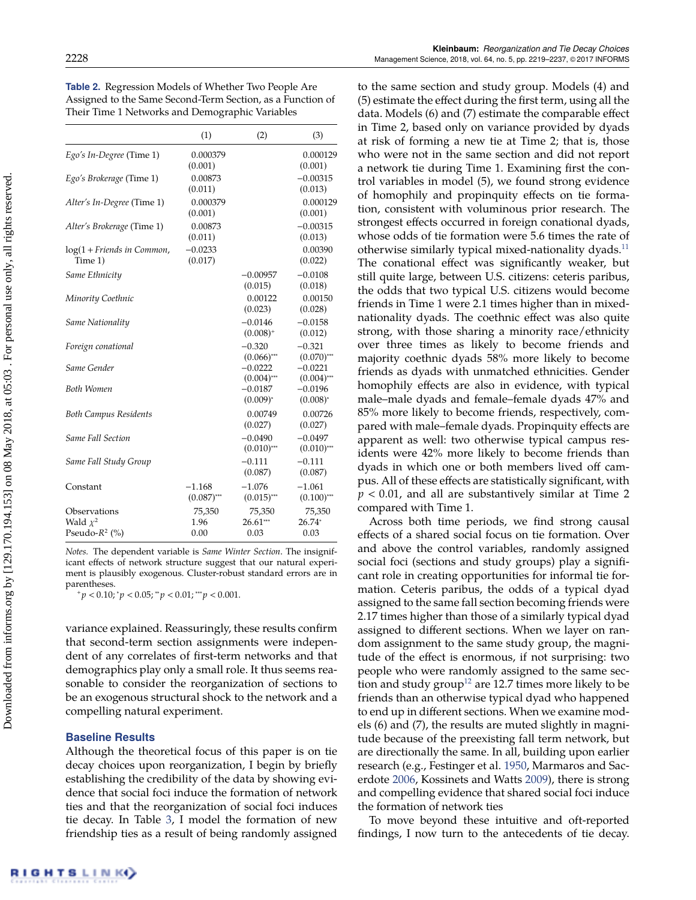**Table 2.** Regression Models of Whether Two People Are Assigned to the Same Second-Term Section, as a Function of Their Time 1 Networks and Demographic Variables

| | (1) | (2) | (3) |
|---|---|---|---|
| *Ego's In-Degree* (Time 1) | 0.000379 (0.001) | | 0.000129 (0.001) |
| *Ego's Brokerage* (Time 1) | 0.00873 (0.011) | | −0.00315 (0.013) |
| *Alter's In-Degree* (Time 1) | 0.000379 (0.001) | | 0.000129 (0.001) |
| *Alter's Brokerage* (Time 1) | 0.00873 (0.011) | | −0.00315 (0.013) |
| log(1 + *Friends in Common*, Time 1) | −0.0233 (0.017) | | 0.00390 (0.022) |
| *Same Ethnicity* | | −0.00957 (0.015) | −0.0108 (0.018) |
| *Minority Coethnic* | | 0.00122 (0.023) | 0.00150 (0.028) |
| *Same Nationality* | | −0.0146 (0.008)$^{+}$ | −0.0158 (0.012) |
| *Foreign conational* | | −0.320 (0.066)$^{***}$ | −0.321 (0.070)$^{***}$ |
| *Same Gender* | | −0.0222 (0.004)$^{***}$ | −0.0221 (0.004)$^{***}$ |
| *Both Women* | | −0.0187 (0.009)$^{*}$ | −0.0196 (0.008)$^{*}$ |
| *Both Campus Residents* | | 0.00749 (0.027) | 0.00726 (0.027) |
| *Same Fall Section* | | −0.0490 (0.010)$^{***}$ | −0.0497 (0.010)$^{***}$ |
| *Same Fall Study Group* | | −0.111 (0.087) | −0.111 (0.087) |
| Constant | −1.168 (0.087)$^{***}$ | −1.076 (0.015)$^{***}$ | −1.061 (0.100)$^{***}$ |
| Observations | 75,350 | 75,350 | 75,350 |
| Wald $\chi^2$ | 1.96 | 26.61$^{***}$ | 26.74$^{*}$ |
| Pseudo-$R^2$ (%) | 0.00 | 0.03 | 0.03 |

*Notes.* The dependent variable is *Same Winter Section*. The insignificant effects of network structure suggest that our natural experiment is plausibly exogenous. Cluster-robust standard errors are in parentheses.

$^{+}p < 0.10$; $^{*}p < 0.05$; $^{**}p < 0.01$; $^{***}p < 0.001$.

variance explained. Reassuringly, these results confirm that second-term section assignments were independent of any correlates of first-term networks and that demographics play only a small role. It thus seems reasonable to consider the reorganization of sections to be an exogenous structural shock to the network and a compelling natural experiment.

### Baseline Results

Although the theoretical focus of this paper is on tie decay choices upon reorganization, I begin by briefly establishing the credibility of the data by showing evidence that social foci induce the formation of network ties and that the reorganization of social foci induces tie decay. In Table 3, I model the formation of new friendship ties as a result of being randomly assigned to the same section and study group. Models (4) and (5) estimate the effect during the first term, using all the data. Models (6) and (7) estimate the comparable effect in Time 2, based only on variance provided by dyads at risk of forming a new tie at Time 2; that is, those who were not in the same section and did not report a network tie during Time 1. Examining first the control variables in model (5), we found strong evidence of homophily and propinquity effects on tie formation, consistent with voluminous prior research. The strongest effects occurred in foreign conational dyads, whose odds of tie formation were 5.6 times the rate of otherwise similarly typical mixed-nationality dyads.[11] The conational effect was significantly weaker, but still quite large, between U.S. citizens: ceteris paribus, the odds that two typical U.S. citizens would become friends in Time 1 were 2.1 times higher than in mixed-nationality dyads. The coethnic effect was also quite strong, with those sharing a minority race/ethnicity over three times as likely to become friends and majority coethnic dyads 58% more likely to become friends as dyads with unmatched ethnicities. Gender homophily effects are also in evidence, with typical male–male dyads and female–female dyads 47% and 85% more likely to become friends, respectively, compared with male–female dyads. Propinquity effects are apparent as well: two otherwise typical campus residents were 42% more likely to become friends than dyads in which one or both members lived off campus. All of these effects are statistically significant, with $p < 0.01$, and all are substantively similar at Time 2 compared with Time 1.

Across both time periods, we find strong causal effects of a shared social focus on tie formation. Over and above the control variables, randomly assigned social foci (sections and study groups) play a significant role in creating opportunities for informal tie formation. Ceteris paribus, the odds of a typical dyad assigned to the same fall section becoming friends were 2.17 times higher than those of a similarly typical dyad assigned to different sections. When we layer on random assignment to the same study group, the magnitude of the effect is enormous, if not surprising: two people who were randomly assigned to the same section and study group[12] are 12.7 times more likely to be friends than an otherwise typical dyad who happened to end up in different sections. When we examine models (6) and (7), the results are muted slightly in magnitude because of the preexisting fall term network, but are directionally the same. In all, building upon earlier research (e.g., Festinger et al. 1950, Marmaros and Sacerdote 2006, Kossinets and Watts 2009), there is strong and compelling evidence that shared social foci induce the formation of network ties

To move beyond these intuitive and oft-reported findings, I now turn to the antecedents of tie decay.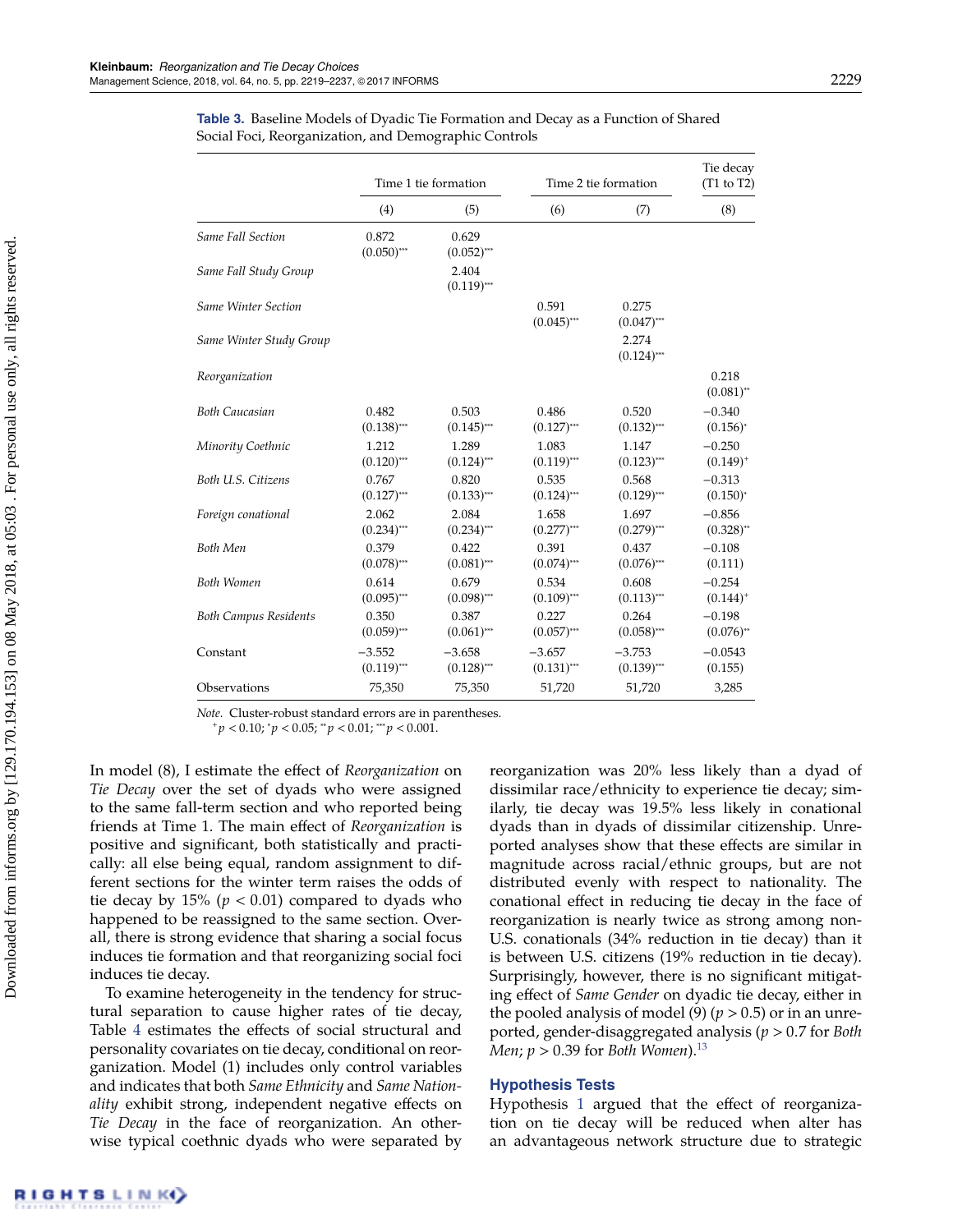**Table 3.** Baseline Models of Dyadic Tie Formation and Decay as a Function of Shared Social Foci, Reorganization, and Demographic Controls

| | Time 1 tie formation | | Time 2 tie formation | | Tie decay (T1 to T2) |
|---|---|---|---|---|---|
| | (4) | (5) | (6) | (7) | (8) |
| *Same Fall Section* | 0.872 (0.050)*** | 0.629 (0.052)*** | | | |
| *Same Fall Study Group* | | 2.404 (0.119)*** | | | |
| *Same Winter Section* | | | 0.591 (0.045)*** | 0.275 (0.047)*** | |
| *Same Winter Study Group* | | | | 2.274 (0.124)*** | |
| *Reorganization* | | | | | 0.218 (0.081)** |
| *Both Caucasian* | 0.482 (0.138)*** | 0.503 (0.145)*** | 0.486 (0.127)*** | 0.520 (0.132)*** | −0.340 (0.156)* |
| *Minority Coethnic* | 1.212 (0.120)*** | 1.289 (0.124)*** | 1.083 (0.119)*** | 1.147 (0.123)*** | −0.250 (0.149)+ |
| *Both U.S. Citizens* | 0.767 (0.127)*** | 0.820 (0.133)*** | 0.535 (0.124)*** | 0.568 (0.129)*** | −0.313 (0.150)* |
| *Foreign conational* | 2.062 (0.234)*** | 2.084 (0.234)*** | 1.658 (0.277)*** | 1.697 (0.279)*** | −0.856 (0.328)** |
| *Both Men* | 0.379 (0.078)*** | 0.422 (0.081)*** | 0.391 (0.074)*** | 0.437 (0.076)*** | −0.108 (0.111) |
| *Both Women* | 0.614 (0.095)*** | 0.679 (0.098)*** | 0.534 (0.109)*** | 0.608 (0.113)*** | −0.254 (0.144)+ |
| *Both Campus Residents* | 0.350 (0.059)*** | 0.387 (0.061)*** | 0.227 (0.057)*** | 0.264 (0.058)*** | −0.198 (0.076)** |
| Constant | −3.552 (0.119)*** | −3.658 (0.128)*** | −3.657 (0.131)*** | −3.753 (0.139)*** | −0.0543 (0.155) |
| Observations | 75,350 | 75,350 | 51,720 | 51,720 | 3,285 |

*Note.* Cluster-robust standard errors are in parentheses.
$^{+}p < 0.10$; $^{*}p < 0.05$; $^{**}p < 0.01$; $^{***}p < 0.001$.

In model (8), I estimate the effect of *Reorganization* on *Tie Decay* over the set of dyads who were assigned to the same fall-term section and who reported being friends at Time 1. The main effect of *Reorganization* is positive and significant, both statistically and practically: all else being equal, random assignment to different sections for the winter term raises the odds of tie decay by 15% ($p < 0.01$) compared to dyads who happened to be reassigned to the same section. Overall, there is strong evidence that sharing a social focus induces tie formation and that reorganizing social foci induces tie decay.

To examine heterogeneity in the tendency for structural separation to cause higher rates of tie decay, Table 4 estimates the effects of social structural and personality covariates on tie decay, conditional on reorganization. Model (1) includes only control variables and indicates that both *Same Ethnicity* and *Same Nationality* exhibit strong, independent negative effects on *Tie Decay* in the face of reorganization. An otherwise typical coethnic dyads who were separated by reorganization was 20% less likely than a dyad of dissimilar race/ethnicity to experience tie decay; similarly, tie decay was 19.5% less likely in conational dyads than in dyads of dissimilar citizenship. Unreported analyses show that these effects are similar in magnitude across racial/ethnic groups, but are not distributed evenly with respect to nationality. The conational effect in reducing tie decay in the face of reorganization is nearly twice as strong among non-U.S. conationals (34% reduction in tie decay) than it is between U.S. citizens (19% reduction in tie decay). Surprisingly, however, there is no significant mitigating effect of *Same Gender* on dyadic tie decay, either in the pooled analysis of model (9) ($p > 0.5$) or in an unreported, gender-disaggregated analysis ($p > 0.7$ for *Both Men*; $p > 0.39$ for *Both Women*).[13]

## Hypothesis Tests

Hypothesis 1 argued that the effect of reorganization on tie decay will be reduced when alter has an advantageous network structure due to strategic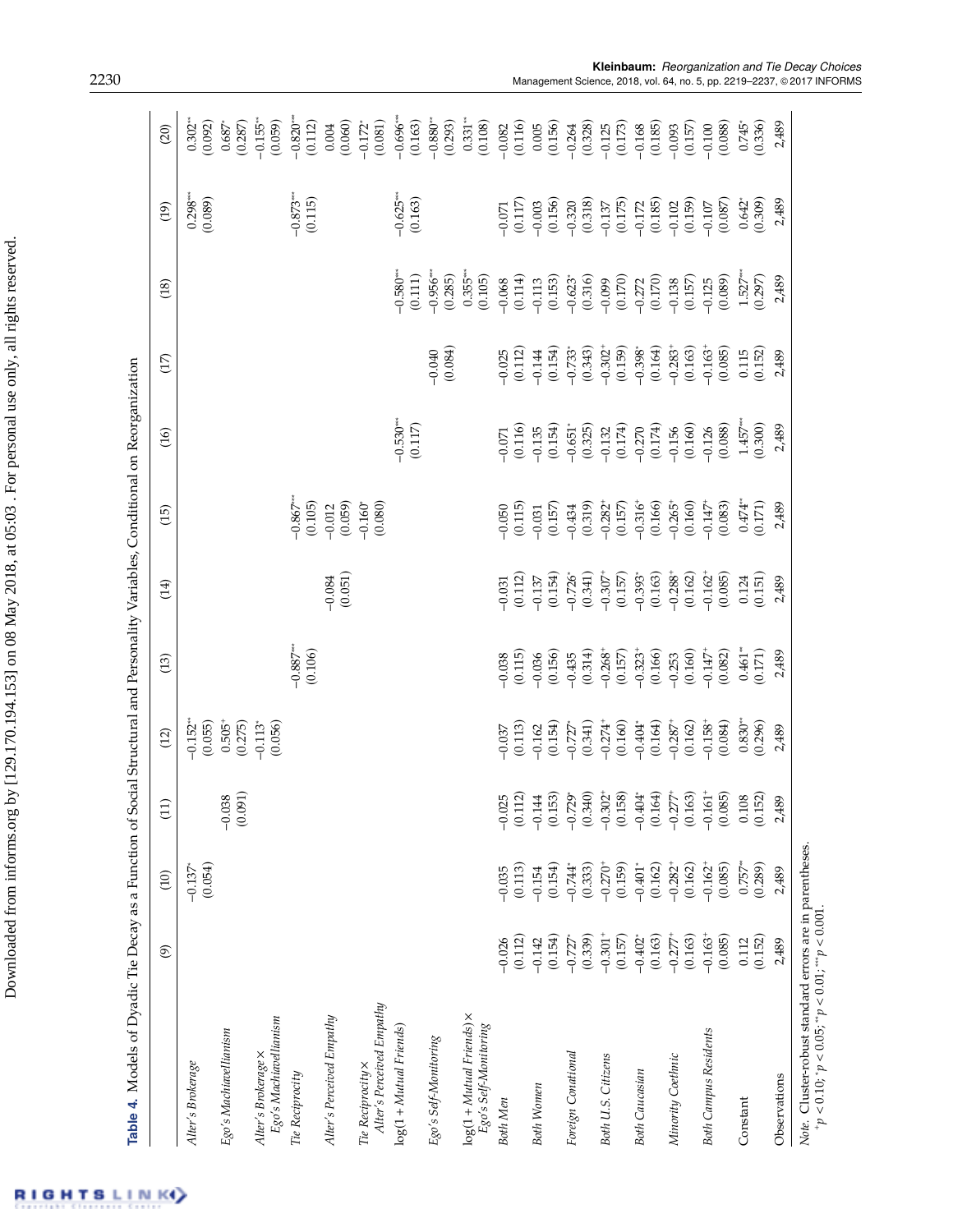**Table 4.** Models of Dyadic Tie Decay as a Function of Social Structural and Personality Variables, Conditional on Reorganization

| | (9) | (10) | (11) | (12) | (13) | (14) | (15) | (16) | (17) | (18) | (19) | (20) |
|---|---|---|---|---|---|---|---|---|---|---|---|---|
| *Alter's Brokerage* | | −0.137* | | −0.152** | | | | | | | 0.298** | 0.302** |
| | | (0.054) | | (0.055) | | | | | | | (0.089) | (0.092) |
| *Ego's Machiavellianism* | | | −0.038 | 0.505+ | | | | | | | | 0.687* |
| | | | (0.091) | (0.275) | | | | | | | | (0.287) |
| *Alter's Brokerage* × *Ego's Machiavellianism* | | | | −0.113* | | | | | | | | −0.155** |
| | | | | (0.056) | | | | | | | | (0.059) |
| *Tie Reciprocity* | | | | | −0.887*** | | −0.867*** | | | | −0.873*** | −0.820*** |
| | | | | | (0.106) | | (0.105) | | | | (0.115) | (0.112) |
| *Alter's Perceived Empathy* | | | | | | −0.084 | −0.012 | | | | | 0.004 |
| | | | | | | (0.051) | (0.059) | | | | | (0.060) |
| *Tie Reciprocity* × *Alter's Perceived Empathy* | | | | | | | −0.160* | | | | | −0.172* |
| | | | | | | | (0.080) | | | | | (0.081) |
| log(1 + *Mutual Friends*) | | | | | | | | −0.530*** | | −0.580*** | −0.625*** | −0.696*** |
| | | | | | | | | (0.117) | | (0.111) | (0.163) | (0.163) |
| *Ego's Self-Monitoring* | | | | | | | | | −0.040 | −0.956** | | −0.880** |
| | | | | | | | | | (0.084) | (0.285) | | (0.293) |
| log(1 + *Mutual Friends*) × *Ego's Self-Monitoring* | | | | | | | | | | 0.355** | | 0.331** |
| | | | | | | | | | | (0.105) | | (0.108) |
| *Both Men* | −0.026 | −0.035 | −0.025 | −0.037 | −0.038 | −0.031 | −0.050 | −0.071 | −0.025 | −0.068 | −0.071 | −0.082 |
| | (0.112) | (0.113) | (0.112) | (0.113) | (0.115) | (0.112) | (0.115) | (0.116) | (0.112) | (0.114) | (0.117) | (0.116) |
| *Both Women* | −0.142 | −0.154 | −0.144 | −0.162 | −0.036 | −0.137 | −0.031 | −0.135 | −0.144 | −0.113 | −0.003 | 0.005 |
| | (0.154) | (0.154) | (0.153) | (0.154) | (0.156) | (0.154) | (0.157) | (0.154) | (0.154) | (0.153) | (0.156) | (0.156) |
| *Foreign Conational* | −0.727* | −0.744* | −0.729* | −0.727* | −0.435 | −0.726* | −0.434 | −0.651* | −0.733* | −0.623* | −0.320 | −0.264 |
| | (0.339) | (0.333) | (0.340) | (0.341) | (0.314) | (0.341) | (0.319) | (0.325) | (0.343) | (0.316) | (0.318) | (0.328) |
| *Both U.S. Citizens* | −0.301+ | −0.270+ | −0.302+ | −0.274+ | −0.268+ | −0.307+ | −0.282+ | −0.132 | −0.302+ | −0.099 | −0.137 | −0.125 |
| | (0.157) | (0.159) | (0.158) | (0.160) | (0.157) | (0.157) | (0.157) | (0.174) | (0.159) | (0.170) | (0.175) | (0.173) |
| *Both Caucasian* | −0.402* | −0.401* | −0.404* | −0.404* | −0.323+ | −0.393* | −0.316+ | −0.270 | −0.398* | −0.272 | −0.172 | −0.168 |
| | (0.163) | (0.162) | (0.164) | (0.164) | (0.166) | (0.163) | (0.166) | (0.174) | (0.164) | (0.170) | (0.185) | (0.185) |
| *Minority Coethnic* | −0.277+ | −0.282+ | −0.277+ | −0.287+ | −0.253 | −0.288+ | −0.265+ | −0.156 | −0.283+ | −0.138 | −0.102 | −0.093 |
| | (0.163) | (0.162) | (0.163) | (0.162) | (0.160) | (0.162) | (0.160) | (0.160) | (0.163) | (0.157) | (0.159) | (0.157) |
| *Both Campus Residents* | −0.163+ | −0.162+ | −0.161+ | −0.158+ | −0.147+ | −0.162+ | −0.147+ | −0.126 | −0.163+ | −0.125 | −0.107 | −0.100 |
| | (0.085) | (0.085) | (0.085) | (0.084) | (0.082) | (0.085) | (0.083) | (0.088) | (0.085) | (0.089) | (0.087) | (0.088) |
| Constant | 0.112 | 0.757** | 0.108 | 0.830** | 0.461** | 0.124 | 0.474** | 1.457*** | 0.115 | 1.527*** | 0.642* | 0.745* |
| | (0.152) | (0.289) | (0.152) | (0.296) | (0.171) | (0.151) | (0.171) | (0.300) | (0.152) | (0.297) | (0.309) | (0.336) |
| Observations | 2,489 | 2,489 | 2,489 | 2,489 | 2,489 | 2,489 | 2,489 | 2,489 | 2,489 | 2,489 | 2,489 | 2,489 |

*Note.* Cluster-robust standard errors are in parentheses.
$^{+}p < 0.10$; $^{*}p < 0.05$; $^{**}p < 0.01$; $^{***}p < 0.001$.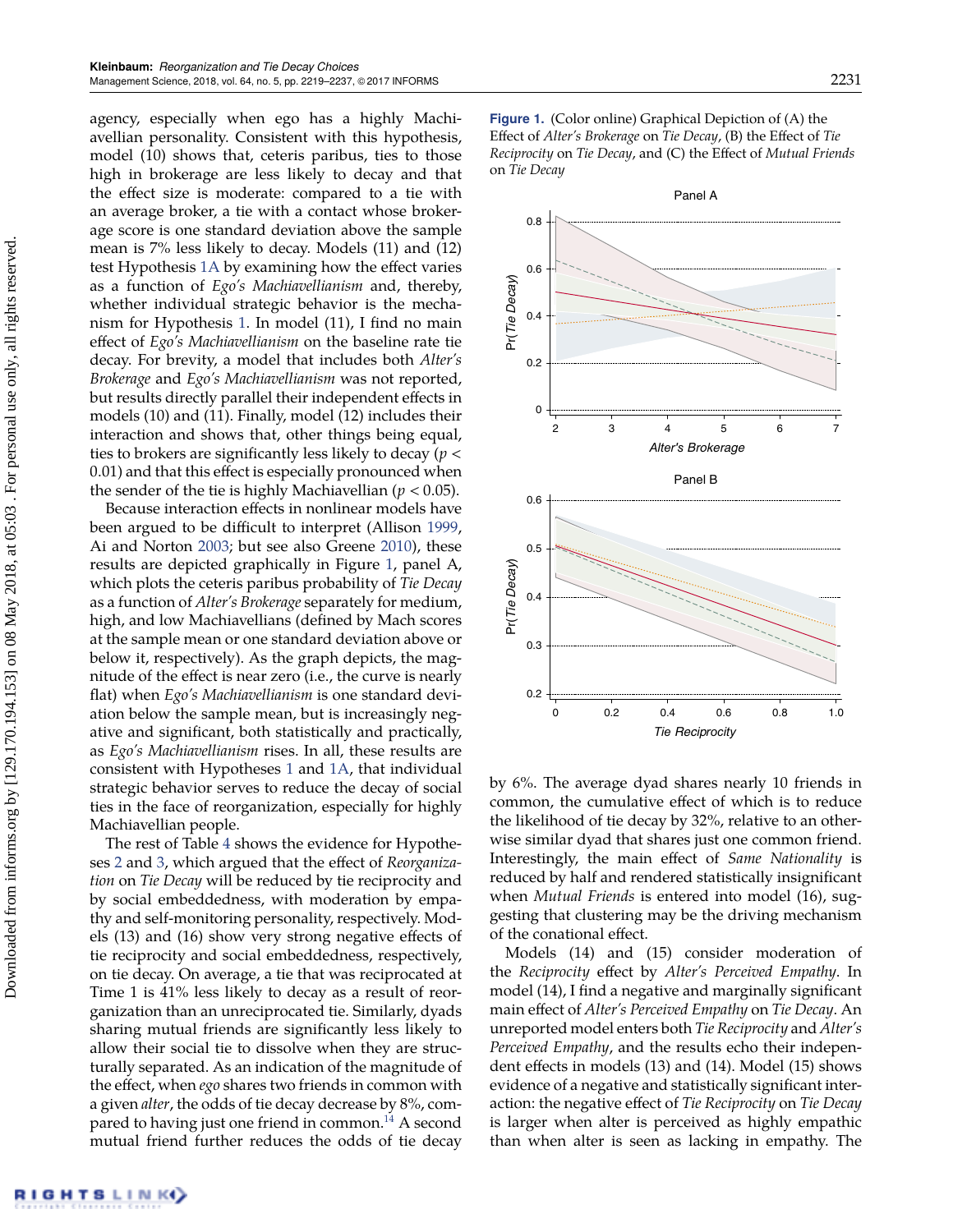agency, especially when ego has a highly Machiavellian personality. Consistent with this hypothesis, model (10) shows that, ceteris paribus, ties to those high in brokerage are less likely to decay and that the effect size is moderate: compared to a tie with an average broker, a tie with a contact whose brokerage score is one standard deviation above the sample mean is 7% less likely to decay. Models (11) and (12) test Hypothesis 1A by examining how the effect varies as a function of *Ego's Machiavellianism* and, thereby, whether individual strategic behavior is the mechanism for Hypothesis 1. In model (11), I find no main effect of *Ego's Machiavellianism* on the baseline rate tie decay. For brevity, a model that includes both *Alter's Brokerage* and *Ego's Machiavellianism* was not reported, but results directly parallel their independent effects in models (10) and (11). Finally, model (12) includes their interaction and shows that, other things being equal, ties to brokers are significantly less likely to decay ($p < 0.01$) and that this effect is especially pronounced when the sender of the tie is highly Machiavellian ($p < 0.05$).

Because interaction effects in nonlinear models have been argued to be difficult to interpret (Allison 1999, Ai and Norton 2003; but see also Greene 2010), these results are depicted graphically in Figure 1, panel A, which plots the ceteris paribus probability of *Tie Decay* as a function of *Alter's Brokerage* separately for medium, high, and low Machiavellians (defined by Mach scores at the sample mean or one standard deviation above or below it, respectively). As the graph depicts, the magnitude of the effect is near zero (i.e., the curve is nearly flat) when *Ego's Machiavellianism* is one standard deviation below the sample mean, but is increasingly negative and significant, both statistically and practically, as *Ego's Machiavellianism* rises. In all, these results are consistent with Hypotheses 1 and 1A, that individual strategic behavior serves to reduce the decay of social ties in the face of reorganization, especially for highly Machiavellian people.

The rest of Table 4 shows the evidence for Hypotheses 2 and 3, which argued that the effect of *Reorganization* on *Tie Decay* will be reduced by tie reciprocity and by social embeddedness, with moderation by empathy and self-monitoring personality, respectively. Models (13) and (16) show very strong negative effects of tie reciprocity and social embeddedness, respectively, on tie decay. On average, a tie that was reciprocated at Time 1 is 41% less likely to decay as a result of reorganization than an unreciprocated tie. Similarly, dyads sharing mutual friends are significantly less likely to allow their social tie to dissolve when they are structurally separated. As an indication of the magnitude of the effect, when *ego* shares two friends in common with a given *alter*, the odds of tie decay decrease by 8%, compared to having just one friend in common.[14] A second mutual friend further reduces the odds of tie decay

**Figure 1.** (Color online) Graphical Depiction of (A) the Effect of *Alter's Brokerage* on *Tie Decay*, (B) the Effect of *Tie Reciprocity* on *Tie Decay*, and (C) the Effect of *Mutual Friends* on *Tie Decay*

by 6%. The average dyad shares nearly 10 friends in common, the cumulative effect of which is to reduce the likelihood of tie decay by 32%, relative to an otherwise similar dyad that shares just one common friend. Interestingly, the main effect of *Same Nationality* is reduced by half and rendered statistically insignificant when *Mutual Friends* is entered into model (16), suggesting that clustering may be the driving mechanism of the conational effect.

Models (14) and (15) consider moderation of the *Reciprocity* effect by *Alter's Perceived Empathy*. In model (14), I find a negative and marginally significant main effect of *Alter's Perceived Empathy* on *Tie Decay*. An unreported model enters both *Tie Reciprocity* and *Alter's Perceived Empathy*, and the results echo their independent effects in models (13) and (14). Model (15) shows evidence of a negative and statistically significant interaction: the negative effect of *Tie Reciprocity* on *Tie Decay* is larger when alter is perceived as highly empathic than when alter is seen as lacking in empathy. The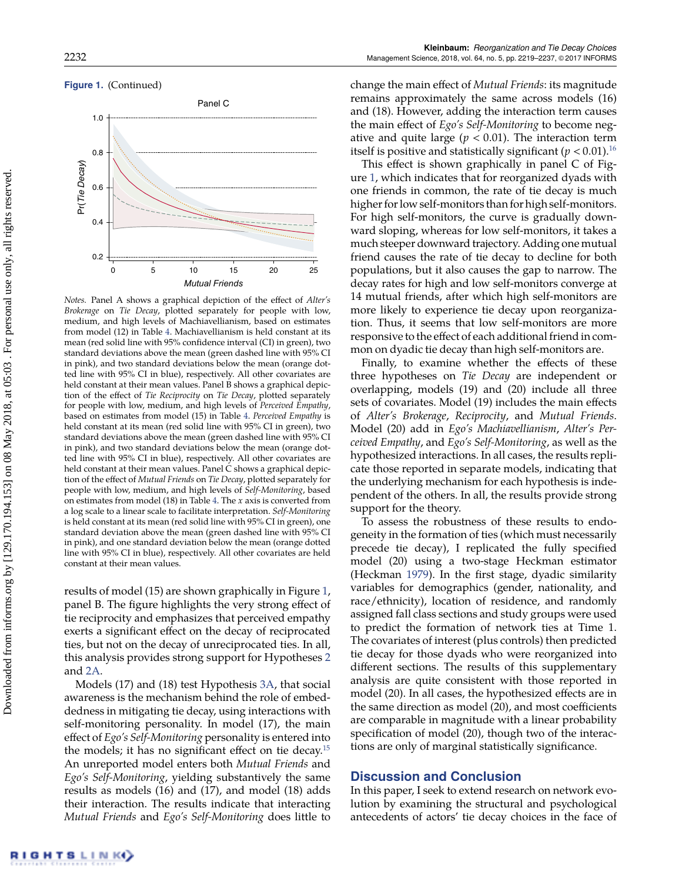**Figure 1.** (Continued)

Panel C

*Notes.* Panel A shows a graphical depiction of the effect of *Alter's Brokerage* on *Tie Decay*, plotted separately for people with low, medium, and high levels of Machiavellianism, based on estimates from model (12) in Table 4. Machiavellianism is held constant at its mean (red solid line with 95% confidence interval (CI) in green), two standard deviations above the mean (green dashed line with 95% CI in pink), and two standard deviations below the mean (orange dotted line with 95% CI in blue), respectively. All other covariates are held constant at their mean values. Panel B shows a graphical depiction of the effect of *Tie Reciprocity* on *Tie Decay*, plotted separately for people with low, medium, and high levels of *Perceived Empathy*, based on estimates from model (15) in Table 4. *Perceived Empathy* is held constant at its mean (red solid line with 95% CI in green), two standard deviations above the mean (green dashed line with 95% CI in pink), and two standard deviations below the mean (orange dotted line with 95% CI in blue), respectively. All other covariates are held constant at their mean values. Panel C shows a graphical depiction of the effect of *Mutual Friends* on *Tie Decay*, plotted separately for people with low, medium, and high levels of *Self-Monitoring*, based on estimates from model (18) in Table 4. The *x* axis is converted from a log scale to a linear scale to facilitate interpretation. *Self-Monitoring* is held constant at its mean (red solid line with 95% CI in green), one standard deviation above the mean (green dashed line with 95% CI in pink), and one standard deviation below the mean (orange dotted line with 95% CI in blue), respectively. All other covariates are held constant at their mean values.

results of model (15) are shown graphically in Figure 1, panel B. The figure highlights the very strong effect of tie reciprocity and emphasizes that perceived empathy exerts a significant effect on the decay of reciprocated ties, but not on the decay of unreciprocated ties. In all, this analysis provides strong support for Hypotheses 2 and 2A.

Models (17) and (18) test Hypothesis 3A, that social awareness is the mechanism behind the role of embeddedness in mitigating tie decay, using interactions with self-monitoring personality. In model (17), the main effect of *Ego's Self-Monitoring* personality is entered into the models; it has no significant effect on tie decay.[15] An unreported model enters both *Mutual Friends* and *Ego's Self-Monitoring*, yielding substantively the same results as models (16) and (17), and model (18) adds their interaction. The results indicate that interacting *Mutual Friends* and *Ego's Self-Monitoring* does little to change the main effect of *Mutual Friends*: its magnitude remains approximately the same across models (16) and (18). However, adding the interaction term causes the main effect of *Ego's Self-Monitoring* to become negative and quite large ($p < 0.01$). The interaction term itself is positive and statistically significant ($p < 0.01$).[16]

This effect is shown graphically in panel C of Figure 1, which indicates that for reorganized dyads with one friends in common, the rate of tie decay is much higher for low self-monitors than for high self-monitors. For high self-monitors, the curve is gradually downward sloping, whereas for low self-monitors, it takes a much steeper downward trajectory. Adding one mutual friend causes the rate of tie decay to decline for both populations, but it also causes the gap to narrow. The decay rates for high and low self-monitors converge at 14 mutual friends, after which high self-monitors are more likely to experience tie decay upon reorganization. Thus, it seems that low self-monitors are more responsive to the effect of each additional friend in common on dyadic tie decay than high self-monitors are.

Finally, to examine whether the effects of these three hypotheses on *Tie Decay* are independent or overlapping, models (19) and (20) include all three sets of covariates. Model (19) includes the main effects of *Alter's Brokerage*, *Reciprocity*, and *Mutual Friends*. Model (20) add in *Ego's Machiavellianism*, *Alter's Perceived Empathy*, and *Ego's Self-Monitoring*, as well as the hypothesized interactions. In all cases, the results replicate those reported in separate models, indicating that the underlying mechanism for each hypothesis is independent of the others. In all, the results provide strong support for the theory.

To assess the robustness of these results to endogeneity in the formation of ties (which must necessarily precede tie decay), I replicated the fully specified model (20) using a two-stage Heckman estimator (Heckman 1979). In the first stage, dyadic similarity variables for demographics (gender, nationality, and race/ethnicity), location of residence, and randomly assigned fall class sections and study groups were used to predict the formation of network ties at Time 1. The covariates of interest (plus controls) then predicted tie decay for those dyads who were reorganized into different sections. The results of this supplementary analysis are quite consistent with those reported in model (20). In all cases, the hypothesized effects are in the same direction as model (20), and most coefficients are comparable in magnitude with a linear probability specification of model (20), though two of the interactions are only of marginal statistically significance.

## Discussion and Conclusion

In this paper, I seek to extend research on network evolution by examining the structural and psychological antecedents of actors' tie decay choices in the face of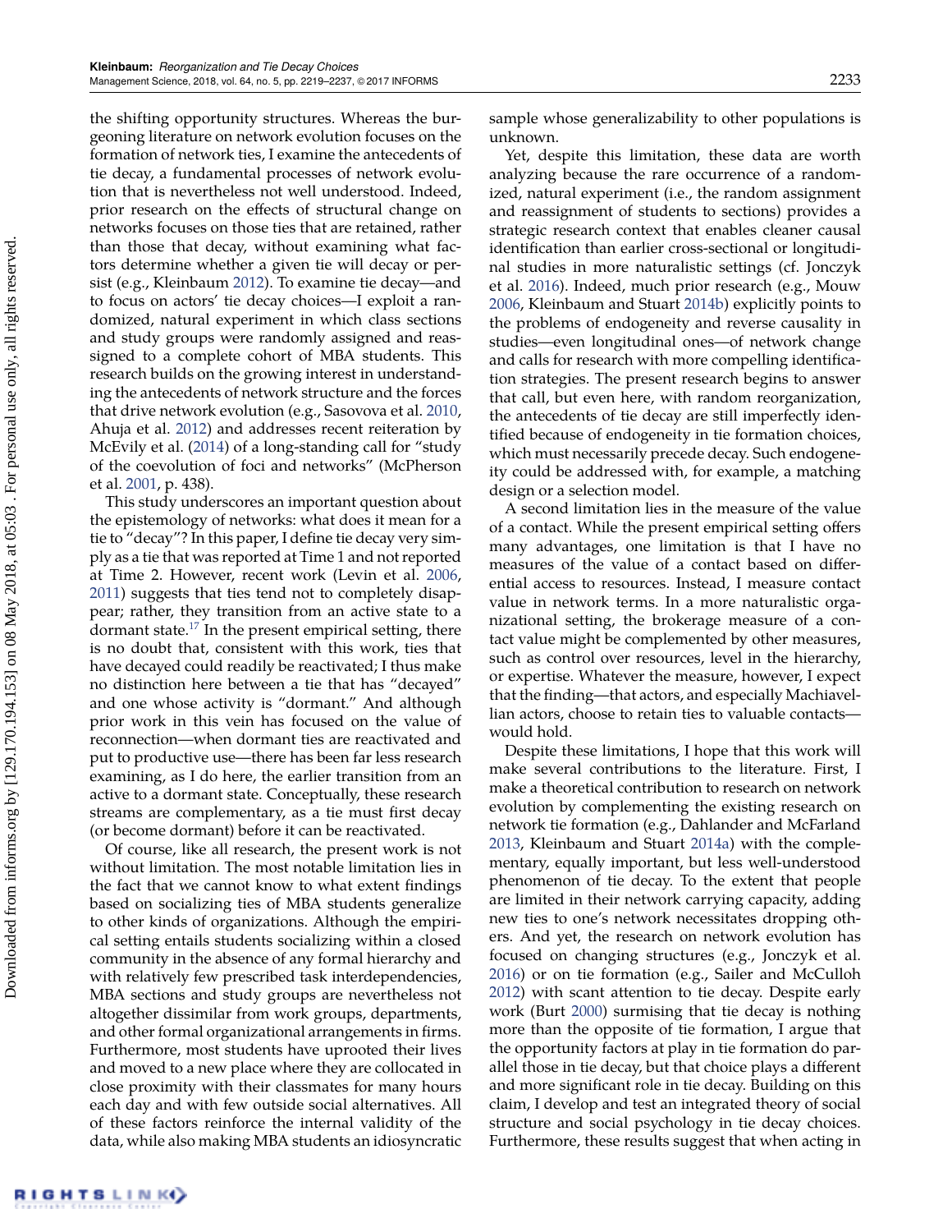the shifting opportunity structures. Whereas the burgeoning literature on network evolution focuses on the formation of network ties, I examine the antecedents of tie decay, a fundamental processes of network evolution that is nevertheless not well understood. Indeed, prior research on the effects of structural change on networks focuses on those ties that are retained, rather than those that decay, without examining what factors determine whether a given tie will decay or persist (e.g., Kleinbaum 2012). To examine tie decay—and to focus on actors' tie decay choices—I exploit a randomized, natural experiment in which class sections and study groups were randomly assigned and reassigned to a complete cohort of MBA students. This research builds on the growing interest in understanding the antecedents of network structure and the forces that drive network evolution (e.g., Sasovova et al. 2010, Ahuja et al. 2012) and addresses recent reiteration by McEvily et al. (2014) of a long-standing call for "study of the coevolution of foci and networks" (McPherson et al. 2001, p. 438).

This study underscores an important question about the epistemology of networks: what does it mean for a tie to "decay"? In this paper, I define tie decay very simply as a tie that was reported at Time 1 and not reported at Time 2. However, recent work (Levin et al. 2006, 2011) suggests that ties tend not to completely disappear; rather, they transition from an active state to a dormant state.[17] In the present empirical setting, there is no doubt that, consistent with this work, ties that have decayed could readily be reactivated; I thus make no distinction here between a tie that has "decayed" and one whose activity is "dormant." And although prior work in this vein has focused on the value of reconnection—when dormant ties are reactivated and put to productive use—there has been far less research examining, as I do here, the earlier transition from an active to a dormant state. Conceptually, these research streams are complementary, as a tie must first decay (or become dormant) before it can be reactivated.

Of course, like all research, the present work is not without limitation. The most notable limitation lies in the fact that we cannot know to what extent findings based on socializing ties of MBA students generalize to other kinds of organizations. Although the empirical setting entails students socializing within a closed community in the absence of any formal hierarchy and with relatively few prescribed task interdependencies, MBA sections and study groups are nevertheless not altogether dissimilar from work groups, departments, and other formal organizational arrangements in firms. Furthermore, most students have uprooted their lives and moved to a new place where they are collocated in close proximity with their classmates for many hours each day and with few outside social alternatives. All of these factors reinforce the internal validity of the data, while also making MBA students an idiosyncratic sample whose generalizability to other populations is unknown.

Yet, despite this limitation, these data are worth analyzing because the rare occurrence of a randomized, natural experiment (i.e., the random assignment and reassignment of students to sections) provides a strategic research context that enables cleaner causal identification than earlier cross-sectional or longitudinal studies in more naturalistic settings (cf. Jonczyk et al. 2016). Indeed, much prior research (e.g., Mouw 2006, Kleinbaum and Stuart 2014b) explicitly points to the problems of endogeneity and reverse causality in studies—even longitudinal ones—of network change and calls for research with more compelling identification strategies. The present research begins to answer that call, but even here, with random reorganization, the antecedents of tie decay are still imperfectly identified because of endogeneity in tie formation choices, which must necessarily precede decay. Such endogeneity could be addressed with, for example, a matching design or a selection model.

A second limitation lies in the measure of the value of a contact. While the present empirical setting offers many advantages, one limitation is that I have no measures of the value of a contact based on differential access to resources. Instead, I measure contact value in network terms. In a more naturalistic organizational setting, the brokerage measure of a contact value might be complemented by other measures, such as control over resources, level in the hierarchy, or expertise. Whatever the measure, however, I expect that the finding—that actors, and especially Machiavellian actors, choose to retain ties to valuable contacts—would hold.

Despite these limitations, I hope that this work will make several contributions to the literature. First, I make a theoretical contribution to research on network evolution by complementing the existing research on network tie formation (e.g., Dahlander and McFarland 2013, Kleinbaum and Stuart 2014a) with the complementary, equally important, but less well-understood phenomenon of tie decay. To the extent that people are limited in their network carrying capacity, adding new ties to one's network necessitates dropping others. And yet, the research on network evolution has focused on changing structures (e.g., Jonczyk et al. 2016) or on tie formation (e.g., Sailer and McCulloh 2012) with scant attention to tie decay. Despite early work (Burt 2000) surmising that tie decay is nothing more than the opposite of tie formation, I argue that the opportunity factors at play in tie formation do parallel those in tie decay, but that choice plays a different and more significant role in tie decay. Building on this claim, I develop and test an integrated theory of social structure and social psychology in tie decay choices. Furthermore, these results suggest that when acting in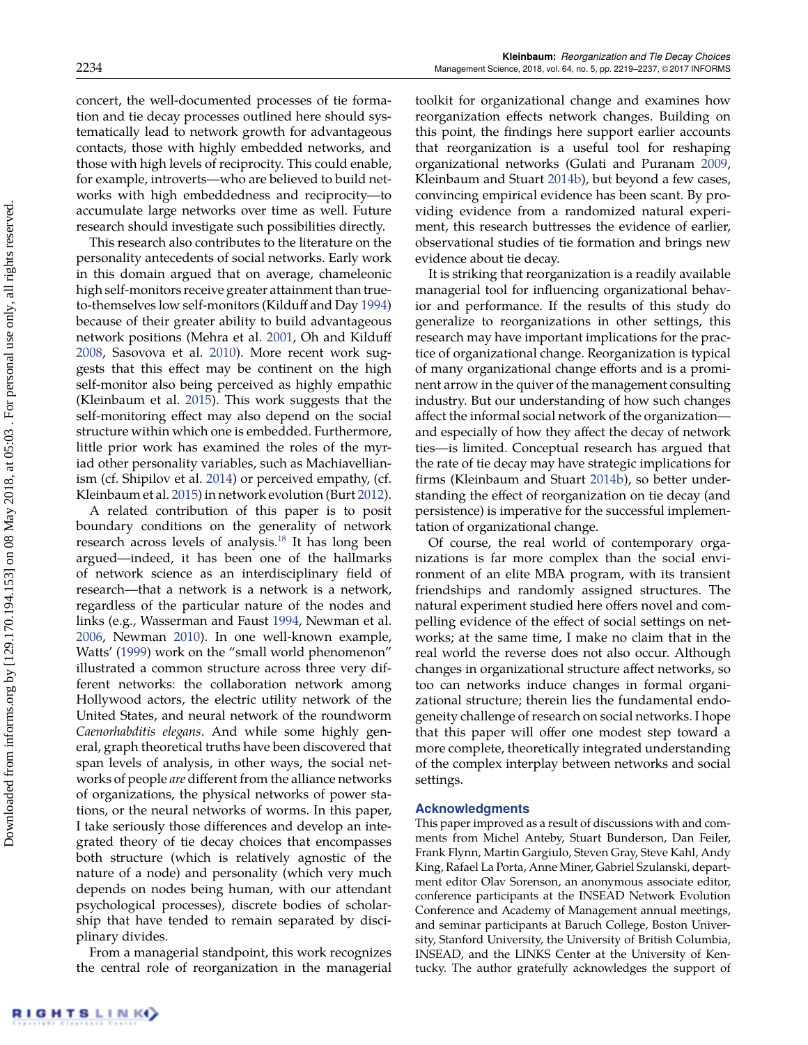concert, the well-documented processes of tie formation and tie decay processes outlined here should systematically lead to network growth for advantageous contacts, those with highly embedded networks, and those with high levels of reciprocity. This could enable, for example, introverts—who are believed to build networks with high embeddedness and reciprocity—to accumulate large networks over time as well. Future research should investigate such possibilities directly.

This research also contributes to the literature on the personality antecedents of social networks. Early work in this domain argued that on average, chameleonic high self-monitors receive greater attainment than true-to-themselves low self-monitors (Kilduff and Day 1994) because of their greater ability to build advantageous network positions (Mehra et al. 2001, Oh and Kilduff 2008, Sasovova et al. 2010). More recent work suggests that this effect may be continent on the high self-monitor also being perceived as highly empathic (Kleinbaum et al. 2015). This work suggests that the self-monitoring effect may also depend on the social structure within which one is embedded. Furthermore, little prior work has examined the roles of the myriad other personality variables, such as Machiavellianism (cf. Shipilov et al. 2014) or perceived empathy, (cf. Kleinbaum et al. 2015) in network evolution (Burt 2012).

A related contribution of this paper is to posit boundary conditions on the generality of network research across levels of analysis.[18] It has long been argued—indeed, it has been one of the hallmarks of network science as an interdisciplinary field of research—that a network is a network, regardless of the particular nature of the nodes and links (e.g., Wasserman and Faust 1994, Newman et al. 2006, Newman 2010). In one well-known example, Watts' (1999) work on the "small world phenomenon" illustrated a common structure across three very different networks: the collaboration network among Hollywood actors, the electric utility network of the United States, and neural network of the roundworm *Caenorhabditis elegans*. And while some highly general, graph theoretical truths have been discovered that span levels of analysis, in other ways, the social networks of people *are* different from the alliance networks of organizations, the physical networks of power stations, or the neural networks of worms. In this paper, I take seriously those differences and develop an integrated theory of tie decay choices that encompasses both structure (which is relatively agnostic of the nature of a node) and personality (which very much depends on nodes being human, with our attendant psychological processes), discrete bodies of scholarship that have tended to remain separated by disciplinary divides.

From a managerial standpoint, this work recognizes the central role of reorganization in the managerial toolkit for organizational change and examines how reorganization effects network changes. Building on this point, the findings here support earlier accounts that reorganization is a useful tool for reshaping organizational networks (Gulati and Puranam 2009, Kleinbaum and Stuart 2014b), but beyond a few cases, convincing empirical evidence has been scant. By providing evidence from a randomized natural experiment, this research buttresses the evidence of earlier, observational studies of tie formation and brings new evidence about tie decay.

It is striking that reorganization is a readily available managerial tool for influencing organizational behavior and performance. If the results of this study do generalize to reorganizations in other settings, this research may have important implications for the practice of organizational change. Reorganization is typical of many organizational change efforts and is a prominent arrow in the quiver of the management consulting industry. But our understanding of how such changes affect the informal social network of the organization—and especially of how they affect the decay of network ties—is limited. Conceptual research has argued that the rate of tie decay may have strategic implications for firms (Kleinbaum and Stuart 2014b), so better understanding the effect of reorganization on tie decay (and persistence) is imperative for the successful implementation of organizational change.

Of course, the real world of contemporary organizations is far more complex than the social environment of an elite MBA program, with its transient friendships and randomly assigned structures. The natural experiment studied here offers novel and compelling evidence of the effect of social settings on networks; at the same time, I make no claim that in the real world the reverse does not also occur. Although changes in organizational structure affect networks, so too can networks induce changes in formal organizational structure; therein lies the fundamental endogeneity challenge of research on social networks. I hope that this paper will offer one modest step toward a more complete, theoretically integrated understanding of the complex interplay between networks and social settings.

## Acknowledgments

This paper improved as a result of discussions with and comments from Michel Anteby, Stuart Bunderson, Dan Feiler, Frank Flynn, Martin Gargiulo, Steven Gray, Steve Kahl, Andy King, Rafael La Porta, Anne Miner, Gabriel Szulanski, department editor Olav Sorenson, an anonymous associate editor, conference participants at the INSEAD Network Evolution Conference and Academy of Management annual meetings, and seminar participants at Baruch College, Boston University, Stanford University, the University of British Columbia, INSEAD, and the LINKS Center at the University of Kentucky. The author gratefully acknowledges the support of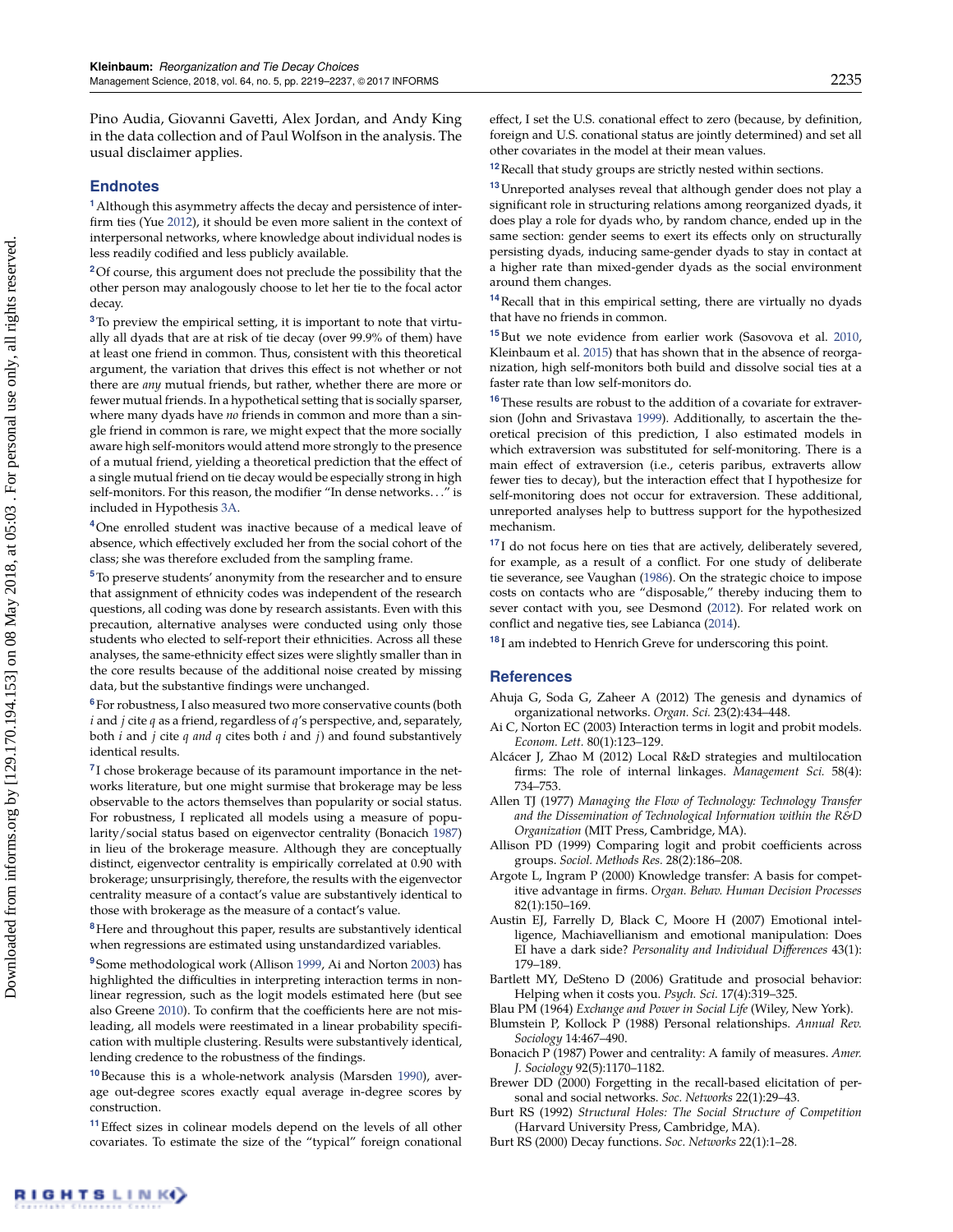Pino Audia, Giovanni Gavetti, Alex Jordan, and Andy King in the data collection and of Paul Wolfson in the analysis. The usual disclaimer applies.

## Endnotes

[1] Although this asymmetry affects the decay and persistence of interfirm ties (Yue 2012), it should be even more salient in the context of interpersonal networks, where knowledge about individual nodes is less readily codified and less publicly available.

[2] Of course, this argument does not preclude the possibility that the other person may analogously choose to let her tie to the focal actor decay.

[3] To preview the empirical setting, it is important to note that virtually all dyads that are at risk of tie decay (over 99.9% of them) have at least one friend in common. Thus, consistent with this theoretical argument, the variation that drives this effect is not whether or not there are *any* mutual friends, but rather, whether there are more or fewer mutual friends. In a hypothetical setting that is socially sparser, where many dyads have *no* friends in common and more than a single friend in common is rare, we might expect that the more socially aware high self-monitors would attend more strongly to the presence of a mutual friend, yielding a theoretical prediction that the effect of a single mutual friend on tie decay would be especially strong in high self-monitors. For this reason, the modifier "In dense networks…" is included in Hypothesis 3A.

[4] One enrolled student was inactive because of a medical leave of absence, which effectively excluded her from the social cohort of the class; she was therefore excluded from the sampling frame.

[5] To preserve students' anonymity from the researcher and to ensure that assignment of ethnicity codes was independent of the research questions, all coding was done by research assistants. Even with this precaution, alternative analyses were conducted using only those students who elected to self-report their ethnicities. Across all these analyses, the same-ethnicity effect sizes were slightly smaller than in the core results because of the additional noise created by missing data, but the substantive findings were unchanged.

[6] For robustness, I also measured two more conservative counts (both $i$ and $j$ cite $q$ as a friend, regardless of $q$'s perspective, and, separately, both $i$ and $j$ cite $q$ *and* $q$ cites both $i$ and $j$) and found substantively identical results.

[7] I chose brokerage because of its paramount importance in the networks literature, but one might surmise that brokerage may be less observable to the actors themselves than popularity or social status. For robustness, I replicated all models using a measure of popularity/social status based on eigenvector centrality (Bonacich 1987) in lieu of the brokerage measure. Although they are conceptually distinct, eigenvector centrality is empirically correlated at 0.90 with brokerage; unsurprisingly, therefore, the results with the eigenvector centrality measure of a contact's value are substantively identical to those with brokerage as the measure of a contact's value.

[8] Here and throughout this paper, results are substantively identical when regressions are estimated using unstandardized variables.

[9] Some methodological work (Allison 1999, Ai and Norton 2003) has highlighted the difficulties in interpreting interaction terms in nonlinear regression, such as the logit models estimated here (but see also Greene 2010). To confirm that the coefficients here are not misleading, all models were reestimated in a linear probability specification with multiple clustering. Results were substantively identical, lending credence to the robustness of the findings.

[10] Because this is a whole-network analysis (Marsden 1990), average out-degree scores exactly equal average in-degree scores by construction.

[11] Effect sizes in colinear models depend on the levels of all other covariates. To estimate the size of the "typical" foreign conational effect, I set the U.S. conational effect to zero (because, by definition, foreign and U.S. conational status are jointly determined) and set all other covariates in the model at their mean values.

[12] Recall that study groups are strictly nested within sections.

[13] Unreported analyses reveal that although gender does not play a significant role in structuring relations among reorganized dyads, it does play a role for dyads who, by random chance, ended up in the same section: gender seems to exert its effects only on structurally persisting dyads, inducing same-gender dyads to stay in contact at a higher rate than mixed-gender dyads as the social environment around them changes.

[14] Recall that in this empirical setting, there are virtually no dyads that have no friends in common.

[15] But we note evidence from earlier work (Sasovova et al. 2010, Kleinbaum et al. 2015) that has shown that in the absence of reorganization, high self-monitors both build and dissolve social ties at a faster rate than low self-monitors do.

[16] These results are robust to the addition of a covariate for extraversion (John and Srivastava 1999). Additionally, to ascertain the theoretical precision of this prediction, I also estimated models in which extraversion was substituted for self-monitoring. There is a main effect of extraversion (i.e., ceteris paribus, extraverts allow fewer ties to decay), but the interaction effect that I hypothesize for self-monitoring does not occur for extraversion. These additional, unreported analyses help to buttress support for the hypothesized mechanism.

[17] I do not focus here on ties that are actively, deliberately severed, for example, as a result of a conflict. For one study of deliberate tie severance, see Vaughan (1986). On the strategic choice to impose costs on contacts who are "disposable," thereby inducing them to sever contact with you, see Desmond (2012). For related work on conflict and negative ties, see Labianca (2014).

[18] I am indebted to Henrich Greve for underscoring this point.

## References

Ahuja G, Soda G, Zaheer A (2012) The genesis and dynamics of organizational networks. *Organ. Sci.* 23(2):434–448.

Ai C, Norton EC (2003) Interaction terms in logit and probit models. *Econom. Lett.* 80(1):123–129.

Alcácer J, Zhao M (2012) Local R&D strategies and multilocation firms: The role of internal linkages. *Management Sci.* 58(4): 734–753.

Allen TJ (1977) *Managing the Flow of Technology: Technology Transfer and the Dissemination of Technological Information within the R&D Organization* (MIT Press, Cambridge, MA).

Allison PD (1999) Comparing logit and probit coefficients across groups. *Sociol. Methods Res.* 28(2):186–208.

Argote L, Ingram P (2000) Knowledge transfer: A basis for competitive advantage in firms. *Organ. Behav. Human Decision Processes* 82(1):150–169.

Austin EJ, Farrelly D, Black C, Moore H (2007) Emotional intelligence, Machiavellianism and emotional manipulation: Does EI have a dark side? *Personality and Individual Differences* 43(1): 179–189.

Bartlett MY, DeSteno D (2006) Gratitude and prosocial behavior: Helping when it costs you. *Psych. Sci.* 17(4):319–325.

Blau PM (1964) *Exchange and Power in Social Life* (Wiley, New York).

Blumstein P, Kollock P (1988) Personal relationships. *Annual Rev. Sociology* 14:467–490.

Bonacich P (1987) Power and centrality: A family of measures. *Amer. J. Sociology* 92(5):1170–1182.

Brewer DD (2000) Forgetting in the recall-based elicitation of personal and social networks. *Soc. Networks* 22(1):29–43.

Burt RS (1992) *Structural Holes: The Social Structure of Competition* (Harvard University Press, Cambridge, MA).

Burt RS (2000) Decay functions. *Soc. Networks* 22(1):1–28.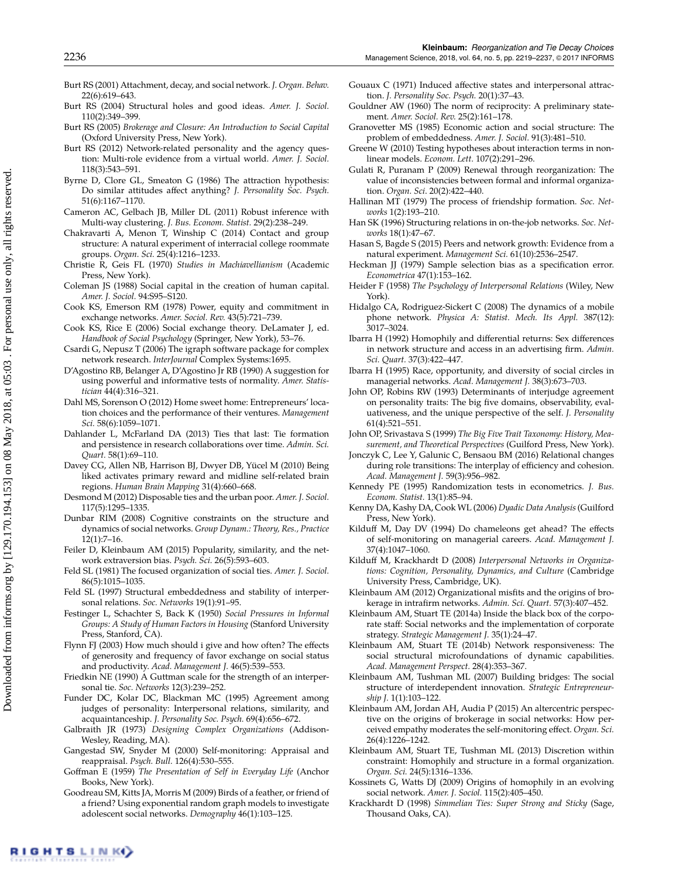Burt RS (2001) Attachment, decay, and social network. *J. Organ. Behav.* 22(6):619–643.

Burt RS (2004) Structural holes and good ideas. *Amer. J. Sociol.* 110(2):349–399.

Burt RS (2005) *Brokerage and Closure: An Introduction to Social Capital* (Oxford University Press, New York).

Burt RS (2012) Network-related personality and the agency question: Multi-role evidence from a virtual world. *Amer. J. Sociol.* 118(3):543–591.

Byrne D, Clore GL, Smeaton G (1986) The attraction hypothesis: Do similar attitudes affect anything? *J. Personality Soc. Psych.* 51(6):1167–1170.

Cameron AC, Gelbach JB, Miller DL (2011) Robust inference with Multi-way clustering. *J. Bus. Econom. Statist.* 29(2):238–249.

Chakravarti A, Menon T, Winship C (2014) Contact and group structure: A natural experiment of interracial college roommate groups. *Organ. Sci.* 25(4):1216–1233.

Christie R, Geis FL (1970) *Studies in Machiavellianism* (Academic Press, New York).

Coleman JS (1988) Social capital in the creation of human capital. *Amer. J. Sociol.* 94:S95–S120.

Cook KS, Emerson RM (1978) Power, equity and commitment in exchange networks. *Amer. Sociol. Rev.* 43(5):721–739.

Cook KS, Rice E (2006) Social exchange theory. DeLamater J, ed. *Handbook of Social Psychology* (Springer, New York), 53–76.

Csardi G, Nepusz T (2006) The igraph software package for complex network research. *InterJournal* Complex Systems:1695.

D'Agostino RB, Belanger A, D'Agostino Jr RB (1990) A suggestion for using powerful and informative tests of normality. *Amer. Statistician* 44(4):316–321.

Dahl MS, Sorenson O (2012) Home sweet home: Entrepreneurs' location choices and the performance of their ventures. *Management Sci.* 58(6):1059–1071.

Dahlander L, McFarland DA (2013) Ties that last: Tie formation and persistence in research collaborations over time. *Admin. Sci. Quart.* 58(1):69–110.

Davey CG, Allen NB, Harrison BJ, Dwyer DB, Yücel M (2010) Being liked activates primary reward and midline self-related brain regions. *Human Brain Mapping* 31(4):660–668.

Desmond M (2012) Disposable ties and the urban poor. *Amer. J. Sociol.* 117(5):1295–1335.

Dunbar RIM (2008) Cognitive constraints on the structure and dynamics of social networks. *Group Dynam.: Theory, Res., Practice* 12(1):7–16.

Feiler D, Kleinbaum AM (2015) Popularity, similarity, and the network extraversion bias. *Psych. Sci.* 26(5):593–603.

Feld SL (1981) The focused organization of social ties. *Amer. J. Sociol.* 86(5):1015–1035.

Feld SL (1997) Structural embeddedness and stability of interpersonal relations. *Soc. Networks* 19(1):91–95.

Festinger L, Schachter S, Back K (1950) *Social Pressures in Informal Groups: A Study of Human Factors in Housing* (Stanford University Press, Stanford, CA).

Flynn FJ (2003) How much should i give and how often? The effects of generosity and frequency of favor exchange on social status and productivity. *Acad. Management J.* 46(5):539–553.

Friedkin NE (1990) A Guttman scale for the strength of an interpersonal tie. *Soc. Networks* 12(3):239–252.

Funder DC, Kolar DC, Blackman MC (1995) Agreement among judges of personality: Interpersonal relations, similarity, and acquaintanceship. *J. Personality Soc. Psych.* 69(4):656–672.

Galbraith JR (1973) *Designing Complex Organizations* (Addison-Wesley, Reading, MA).

Gangestad SW, Snyder M (2000) Self-monitoring: Appraisal and reappraisal. *Psych. Bull.* 126(4):530–555.

Goffman E (1959) *The Presentation of Self in Everyday Life* (Anchor Books, New York).

Goodreau SM, Kitts JA, Morris M (2009) Birds of a feather, or friend of a friend? Using exponential random graph models to investigate adolescent social networks. *Demography* 46(1):103–125.

Gouaux C (1971) Induced affective states and interpersonal attraction. *J. Personality Soc. Psych.* 20(1):37–43.

Gouldner AW (1960) The norm of reciprocity: A preliminary statement. *Amer. Sociol. Rev.* 25(2):161–178.

Granovetter MS (1985) Economic action and social structure: The problem of embeddedness. *Amer. J. Sociol.* 91(3):481–510.

Greene W (2010) Testing hypotheses about interaction terms in nonlinear models. *Econom. Lett.* 107(2):291–296.

Gulati R, Puranam P (2009) Renewal through reorganization: The value of inconsistencies between formal and informal organization. *Organ. Sci.* 20(2):422–440.

Hallinan MT (1979) The process of friendship formation. *Soc. Networks* 1(2):193–210.

Han SK (1996) Structuring relations in on-the-job networks. *Soc. Networks* 18(1):47–67.

Hasan S, Bagde S (2015) Peers and network growth: Evidence from a natural experiment. *Management Sci.* 61(10):2536–2547.

Heckman JJ (1979) Sample selection bias as a specification error. *Econometrica* 47(1):153–162.

Heider F (1958) *The Psychology of Interpersonal Relations* (Wiley, New York).

Hidalgo CA, Rodriguez-Sickert C (2008) The dynamics of a mobile phone network. *Physica A: Statist. Mech. Its Appl.* 387(12): 3017–3024.

Ibarra H (1992) Homophily and differential returns: Sex differences in network structure and access in an advertising firm. *Admin. Sci. Quart.* 37(3):422–447.

Ibarra H (1995) Race, opportunity, and diversity of social circles in managerial networks. *Acad. Management J.* 38(3):673–703.

John OP, Robins RW (1993) Determinants of interjudge agreement on personality traits: The big five domains, observability, evaluativeness, and the unique perspective of the self. *J. Personality* 61(4):521–551.

John OP, Srivastava S (1999) *The Big Five Trait Taxonomy: History, Measurement, and Theoretical Perspectives* (Guilford Press, New York).

Jonczyk C, Lee Y, Galunic C, Bensaou BM (2016) Relational changes during role transitions: The interplay of efficiency and cohesion. *Acad. Management J.* 59(3):956–982.

Kennedy PE (1995) Randomization tests in econometrics. *J. Bus. Econom. Statist.* 13(1):85–94.

Kenny DA, Kashy DA, Cook WL (2006) *Dyadic Data Analysis* (Guilford Press, New York).

Kilduff M, Day DV (1994) Do chameleons get ahead? The effects of self-monitoring on managerial careers. *Acad. Management J.* 37(4):1047–1060.

Kilduff M, Krackhardt D (2008) *Interpersonal Networks in Organizations: Cognition, Personality, Dynamics, and Culture* (Cambridge University Press, Cambridge, UK).

Kleinbaum AM (2012) Organizational misfits and the origins of brokerage in intrafirm networks. *Admin. Sci. Quart.* 57(3):407–452.

Kleinbaum AM, Stuart TE (2014a) Inside the black box of the corporate staff: Social networks and the implementation of corporate strategy. *Strategic Management J.* 35(1):24–47.

Kleinbaum AM, Stuart TE (2014b) Network responsiveness: The social structural microfoundations of dynamic capabilities. *Acad. Management Perspect.* 28(4):353–367.

Kleinbaum AM, Tushman ML (2007) Building bridges: The social structure of interdependent innovation. *Strategic Entrepreneurship J.* 1(1):103–122.

Kleinbaum AM, Jordan AH, Audia P (2015) An altercentric perspective on the origins of brokerage in social networks: How perceived empathy moderates the self-monitoring effect. *Organ. Sci.* 26(4):1226–1242.

Kleinbaum AM, Stuart TE, Tushman ML (2013) Discretion within constraint: Homophily and structure in a formal organization. *Organ. Sci.* 24(5):1316–1336.

Kossinets G, Watts DJ (2009) Origins of homophily in an evolving social network. *Amer. J. Sociol.* 115(2):405–450.

Krackhardt D (1998) *Simmelian Ties: Super Strong and Sticky* (Sage, Thousand Oaks, CA).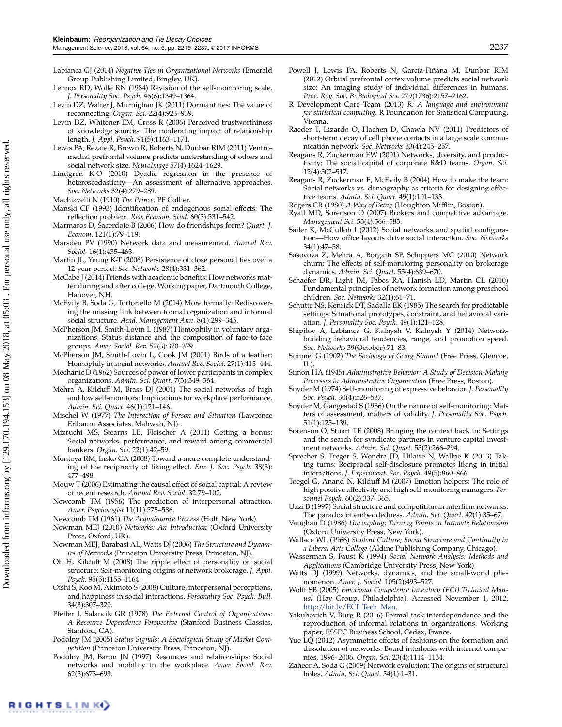Labianca GJ (2014) *Negative Ties in Organizational Networks* (Emerald Group Publishing Limited, Bingley, UK).

Lennox RD, Wolfe RN (1984) Revision of the self-monitoring scale. *J. Personality Soc. Psych.* 46(6):1349–1364.

Levin DZ, Walter J, Murnighan JK (2011) Dormant ties: The value of reconnecting. *Organ. Sci.* 22(4):923–939.

Levin DZ, Whitener EM, Cross R (2006) Perceived trustworthiness of knowledge sources: The moderating impact of relationship length. *J. Appl. Psych.* 91(5):1163–1171.

Lewis PA, Rezaie R, Brown R, Roberts N, Dunbar RIM (2011) Ventromedial prefrontal volume predicts understanding of others and social network size. *NeuroImage* 57(4):1624–1629.

Lindgren K-O (2010) Dyadic regression in the presence of heteroscedasticity—An assessment of alternative approaches. *Soc. Networks* 32(4):279–289.

Machiavelli N (1910) *The Prince*. PF Collier.

Manski CF (1993) Identification of endogenous social effects: The reflection problem. *Rev. Econom. Stud.* 60(3):531–542.

Marmaros D, Sacerdote B (2006) How do friendships form? *Quart. J. Econom.* 121(1):79–119.

Marsden PV (1990) Network data and measurement. *Annual Rev. Sociol.* 16(1):435–463.

Martin JL, Yeung K-T (2006) Persistence of close personal ties over a 12-year period. *Soc. Networks* 28(4):331–362.

McCabe J (2014) Friends with academic benefits: How networks matter during and after college. Working paper, Dartmouth College, Hanover, NH.

McEvily B, Soda G, Tortoriello M (2014) More formally: Rediscovering the missing link between formal organization and informal social structure. *Acad. Management Ann.* 8(1):299–345.

McPherson JM, Smith-Lovin L (1987) Homophily in voluntary organizations: Status distance and the composition of face-to-face groups. *Amer. Sociol. Rev.* 52(3):370–379.

McPherson JM, Smith-Lovin L, Cook JM (2001) Birds of a feather: Homophily in social networks. *Annual Rev. Sociol.* 27(1):415–444.

Mechanic D (1962) Sources of power of lower participants in complex organizations. *Admin. Sci. Quart.* 7(3):349–364.

Mehra A, Kilduff M, Brass DJ (2001) The social networks of high and low self-monitors: Implications for workplace performance. *Admin. Sci. Quart.* 46(1):121–146.

Mischel W (1977) *The Interaction of Person and Situation* (Lawrence Erlbaum Associates, Mahwah, NJ).

Mizruchi MS, Stearns LB, Fleischer A (2011) Getting a bonus: Social networks, performance, and reward among commercial bankers. *Organ. Sci.* 22(1):42–59.

Montoya RM, Insko CA (2008) Toward a more complete understanding of the reciprocity of liking effect. *Eur. J. Soc. Psych.* 38(3): 477–498.

Mouw T (2006) Estimating the causal effect of social capital: A review of recent research. *Annual Rev. Sociol.* 32:79–102.

Newcomb TM (1956) The prediction of interpersonal attraction. *Amer. Psychologist* 11(11):575–586.

Newcomb TM (1961) *The Acquaintance Process* (Holt, New York).

Newman MEJ (2010) *Networks: An Introduction* (Oxford University Press, Oxford, UK).

Newman MEJ, Barabasi AL, Watts DJ (2006) *The Structure and Dynamics of Networks* (Princeton University Press, Princeton, NJ).

Oh H, Kilduff M (2008) The ripple effect of personality on social structure: Self-monitoring origins of network brokerage. *J. Appl. Psych.* 95(5):1155–1164.

Oishi S, Koo M, Akimoto S (2008) Culture, interpersonal perceptions, and happiness in social interactions. *Personality Soc. Psych. Bull.* 34(3):307–320.

Pfeffer J, Salancik GR (1978) *The External Control of Organizations: A Resource Dependence Perspective* (Stanford Business Classics, Stanford, CA).

Podolny JM (2005) *Status Signals: A Sociological Study of Market Competition* (Princeton University Press, Princeton, NJ).

Podolny JM, Baron JN (1997) Resources and relationships: Social networks and mobility in the workplace. *Amer. Sociol. Rev.* 62(5):673–693.

Powell J, Lewis PA, Roberts N, García-Fiñana M, Dunbar RIM (2012) Orbital prefrontal cortex volume predicts social network size: An imaging study of individual differences in humans. *Proc. Roy. Soc. B: Biological Sci.* 279(1736):2157–2162.

R Development Core Team (2013) *R: A language and environment for statistical computing*. R Foundation for Statistical Computing, Vienna.

Raeder T, Lizardo O, Hachen D, Chawla NV (2011) Predictors of short-term decay of cell phone contacts in a large scale communication network. *Soc. Networks* 33(4):245–257.

Reagans R, Zuckerman EW (2001) Networks, diversity, and productivity: The social capital of corporate R&D teams. *Organ. Sci.* 12(4):502–517.

Reagans R, Zuckerman E, McEvily B (2004) How to make the team: Social networks vs. demography as criteria for designing effective teams. *Admin. Sci. Quart.* 49(1):101–133.

Rogers CR (1980) *A Way of Being* (Houghton Mifflin, Boston).

Ryall MD, Sorenson O (2007) Brokers and competitive advantage. *Management Sci.* 53(4):566–583.

Sailer K, McCulloh I (2012) Social networks and spatial configuration—How office layouts drive social interaction. *Soc. Networks* 34(1):47–58.

Sasovova Z, Mehra A, Borgatti SP, Schippers MC (2010) Network churn: The effects of self-monitoring personality on brokerage dynamics. *Admin. Sci. Quart.* 55(4):639–670.

Schaefer DR, Light JM, Fabes RA, Hanish LD, Martin CL (2010) Fundamental principles of network formation among preschool children. *Soc. Networks* 32(1):61–71.

Schutte NS, Kenrick DT, Sadalla EK (1985) The search for predictable settings: Situational prototypes, constraint, and behavioral variation. *J. Personality Soc. Psych.* 49(1):121–128.

Shipilov A, Labianca G, Kalnysh V, Kalnysh Y (2014) Network-building behavioral tendencies, range, and promotion speed. *Soc. Networks* 39(October):71–83.

Simmel G (1902) *The Sociology of Georg Simmel* (Free Press, Glencoe, IL).

Simon HA (1945) *Administrative Behavior: A Study of Decision-Making Processes in Administrative Organization* (Free Press, Boston).

Snyder M (1974) Self-monitoring of expressive behavior. *J. Personality Soc. Psych.* 30(4):526–537.

Snyder M, Gangestad S (1986) On the nature of self-monitoring: Matters of assessment, matters of validity. *J. Personality Soc. Psych.* 51(1):125–139.

Sorenson O, Stuart TE (2008) Bringing the context back in: Settings and the search for syndicate partners in venture capital investment networks. *Admin. Sci. Quart.* 53(2):266–294.

Sprecher S, Treger S, Wondra JD, Hilaire N, Wallpe K (2013) Taking turns: Reciprocal self-disclosure promotes liking in initial interactions. *J. Experiment. Soc. Psych.* 49(5):860–866.

Toegel G, Anand N, Kilduff M (2007) Emotion helpers: The role of high positive affectivity and high self-monitoring managers. *Personnel Psych.* 60(2):337–365.

Uzzi B (1997) Social structure and competition in interfirm networks: The paradox of embeddedness. *Admin. Sci. Quart.* 42(1):35–67.

Vaughan D (1986) *Uncoupling: Turning Points in Intimate Relationship* (Oxford University Press, New York).

Wallace WL (1966) *Student Culture; Social Structure and Continuity in a Liberal Arts College* (Aldine Publishing Company, Chicago).

Wasserman S, Faust K (1994) *Social Network Analysis: Methods and Applications* (Cambridge University Press, New York).

Watts DJ (1999) Networks, dynamics, and the small-world phenomenon. *Amer. J. Sociol.* 105(2):493–527.

Wolff SB (2005) *Emotional Competence Inventory (ECI) Technical Manual* (Hay Group, Philadelphia). Accessed November 1, 2012, http://bit.ly/ECI_Tech_Man.

Yakubovich V, Burg R (2016) Formal task interdependence and the reproduction of informal relations in organizations. Working paper, ESSEC Business School, Cedex, France.

Yue LQ (2012) Asymmetric effects of fashions on the formation and dissolution of networks: Board interlocks with internet companies, 1996–2006. *Organ. Sci.* 23(4):1114–1134.

Zaheer A, Soda G (2009) Network evolution: The origins of structural holes. *Admin. Sci. Quart.* 54(1):1–31.